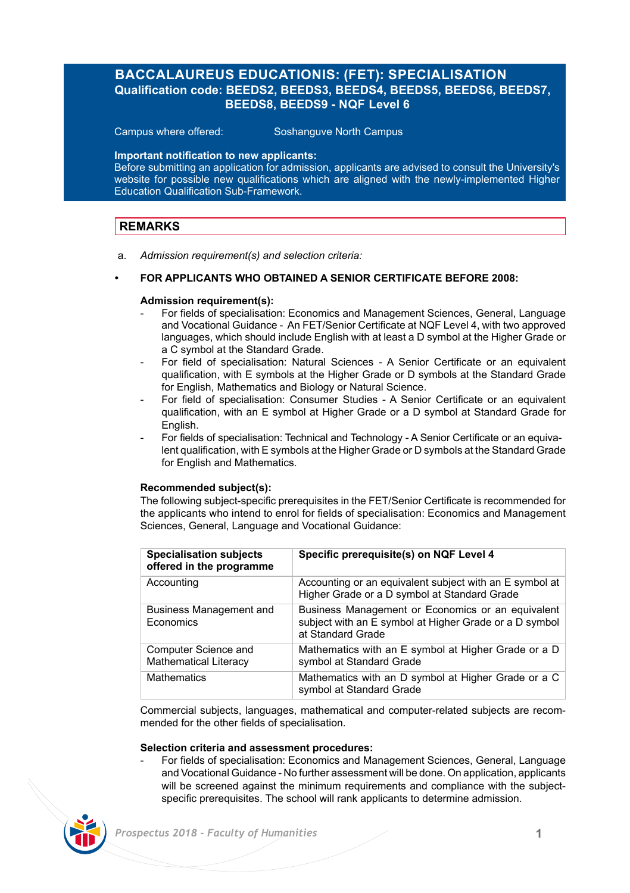# BACCALAUREUS EDUCATIONIS: (FET): SPECIALISATION

**Qualification code: BEEDS2, BEEDS3, BEEDS4, BEEDS5, BEEDS6, BEEDS7, BEEDS8, BEEDS9 - NQF Level 6**

Campus where offered: Soshanguve North Campus

**Important notification to new applicants:**
Before submitting an application for admission, applicants are advised to consult the University's website for possible new qualifications which are aligned with the newly-implemented Higher Education Qualification Sub-Framework.

## REMARKS

a. *Admission requirement(s) and selection criteria:*

- **FOR APPLICANTS WHO OBTAINED A SENIOR CERTIFICATE BEFORE 2008:**

**Admission requirement(s):**

- For fields of specialisation: Economics and Management Sciences, General, Language and Vocational Guidance - An FET/Senior Certificate at NQF Level 4, with two approved languages, which should include English with at least a D symbol at the Higher Grade or a C symbol at the Standard Grade.
- For field of specialisation: Natural Sciences - A Senior Certificate or an equivalent qualification, with E symbols at the Higher Grade or D symbols at the Standard Grade for English, Mathematics and Biology or Natural Science.
- For field of specialisation: Consumer Studies - A Senior Certificate or an equivalent qualification, with an E symbol at Higher Grade or a D symbol at Standard Grade for English.
- For fields of specialisation: Technical and Technology - A Senior Certificate or an equivalent qualification, with E symbols at the Higher Grade or D symbols at the Standard Grade for English and Mathematics.

**Recommended subject(s):**
The following subject-specific prerequisites in the FET/Senior Certificate is recommended for the applicants who intend to enrol for fields of specialisation: Economics and Management Sciences, General, Language and Vocational Guidance:

| Specialisation subjects offered in the programme | Specific prerequisite(s) on NQF Level 4 |
|---|---|
| Accounting | Accounting or an equivalent subject with an E symbol at Higher Grade or a D symbol at Standard Grade |
| Business Management and Economics | Business Management or Economics or an equivalent subject with an E symbol at Higher Grade or a D symbol at Standard Grade |
| Computer Science and Mathematical Literacy | Mathematics with an E symbol at Higher Grade or a D symbol at Standard Grade |
| Mathematics | Mathematics with an D symbol at Higher Grade or a C symbol at Standard Grade |

Commercial subjects, languages, mathematical and computer-related subjects are recommended for the other fields of specialisation.

**Selection criteria and assessment procedures:**

- For fields of specialisation: Economics and Management Sciences, General, Language and Vocational Guidance - No further assessment will be done. On application, applicants will be screened against the minimum requirements and compliance with the subject-specific prerequisites. The school will rank applicants to determine admission.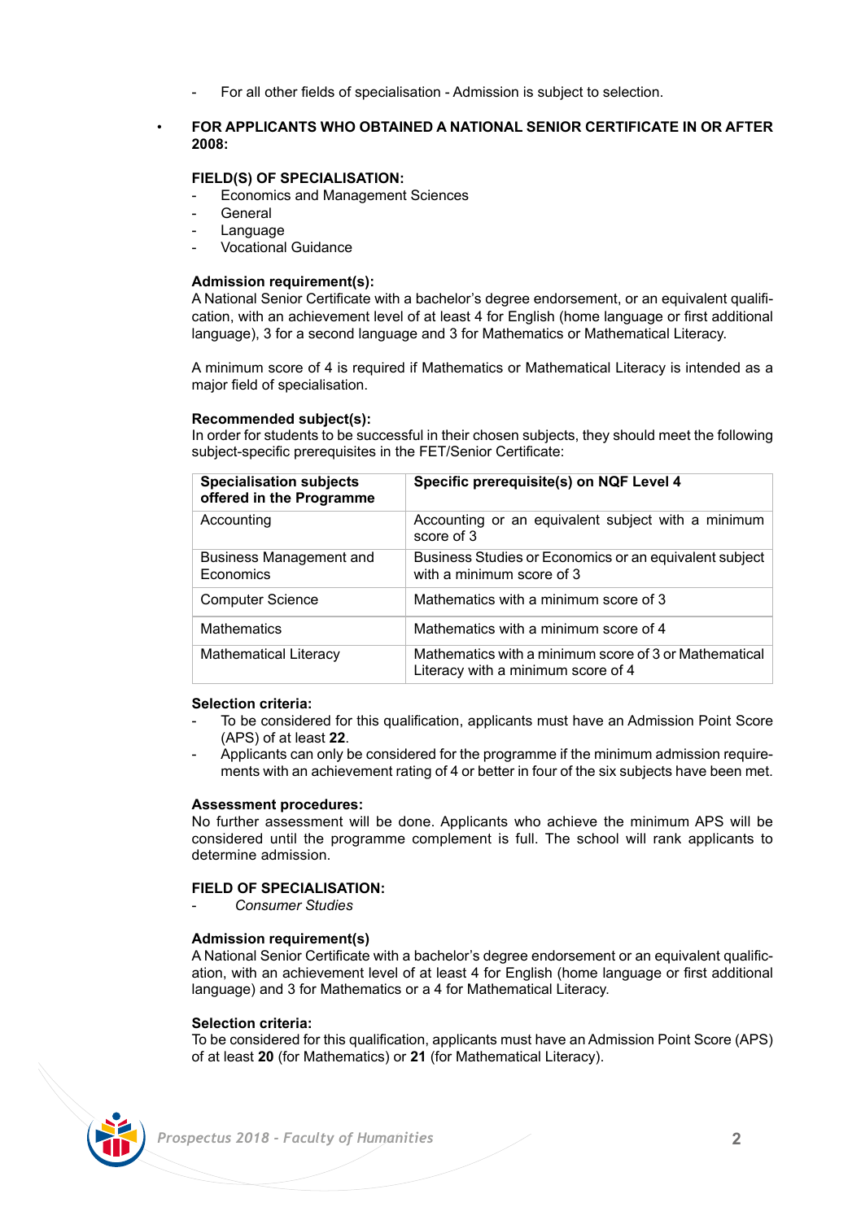- For all other fields of specialisation - Admission is subject to selection.

- **FOR APPLICANTS WHO OBTAINED A NATIONAL SENIOR CERTIFICATE IN OR AFTER 2008:**

**FIELD(S) OF SPECIALISATION:**

- Economics and Management Sciences
- General
- Language
- Vocational Guidance

**Admission requirement(s):**
A National Senior Certificate with a bachelor's degree endorsement, or an equivalent qualification, with an achievement level of at least 4 for English (home language or first additional language), 3 for a second language and 3 for Mathematics or Mathematical Literacy.

A minimum score of 4 is required if Mathematics or Mathematical Literacy is intended as a major field of specialisation.

**Recommended subject(s):**
In order for students to be successful in their chosen subjects, they should meet the following subject-specific prerequisites in the FET/Senior Certificate:

| Specialisation subjects offered in the Programme | Specific prerequisite(s) on NQF Level 4 |
|---|---|
| Accounting | Accounting or an equivalent subject with a minimum score of 3 |
| Business Management and Economics | Business Studies or Economics or an equivalent subject with a minimum score of 3 |
| Computer Science | Mathematics with a minimum score of 3 |
| Mathematics | Mathematics with a minimum score of 4 |
| Mathematical Literacy | Mathematics with a minimum score of 3 or Mathematical Literacy with a minimum score of 4 |

**Selection criteria:**

- To be considered for this qualification, applicants must have an Admission Point Score (APS) of at least **22**.
- Applicants can only be considered for the programme if the minimum admission requirements with an achievement rating of 4 or better in four of the six subjects have been met.

**Assessment procedures:**
No further assessment will be done. Applicants who achieve the minimum APS will be considered until the programme complement is full. The school will rank applicants to determine admission.

**FIELD OF SPECIALISATION:**

- *Consumer Studies*

**Admission requirement(s)**
A National Senior Certificate with a bachelor's degree endorsement or an equivalent qualification, with an achievement level of at least 4 for English (home language or first additional language) and 3 for Mathematics or a 4 for Mathematical Literacy.

**Selection criteria:**
To be considered for this qualification, applicants must have an Admission Point Score (APS) of at least **20** (for Mathematics) or **21** (for Mathematical Literacy).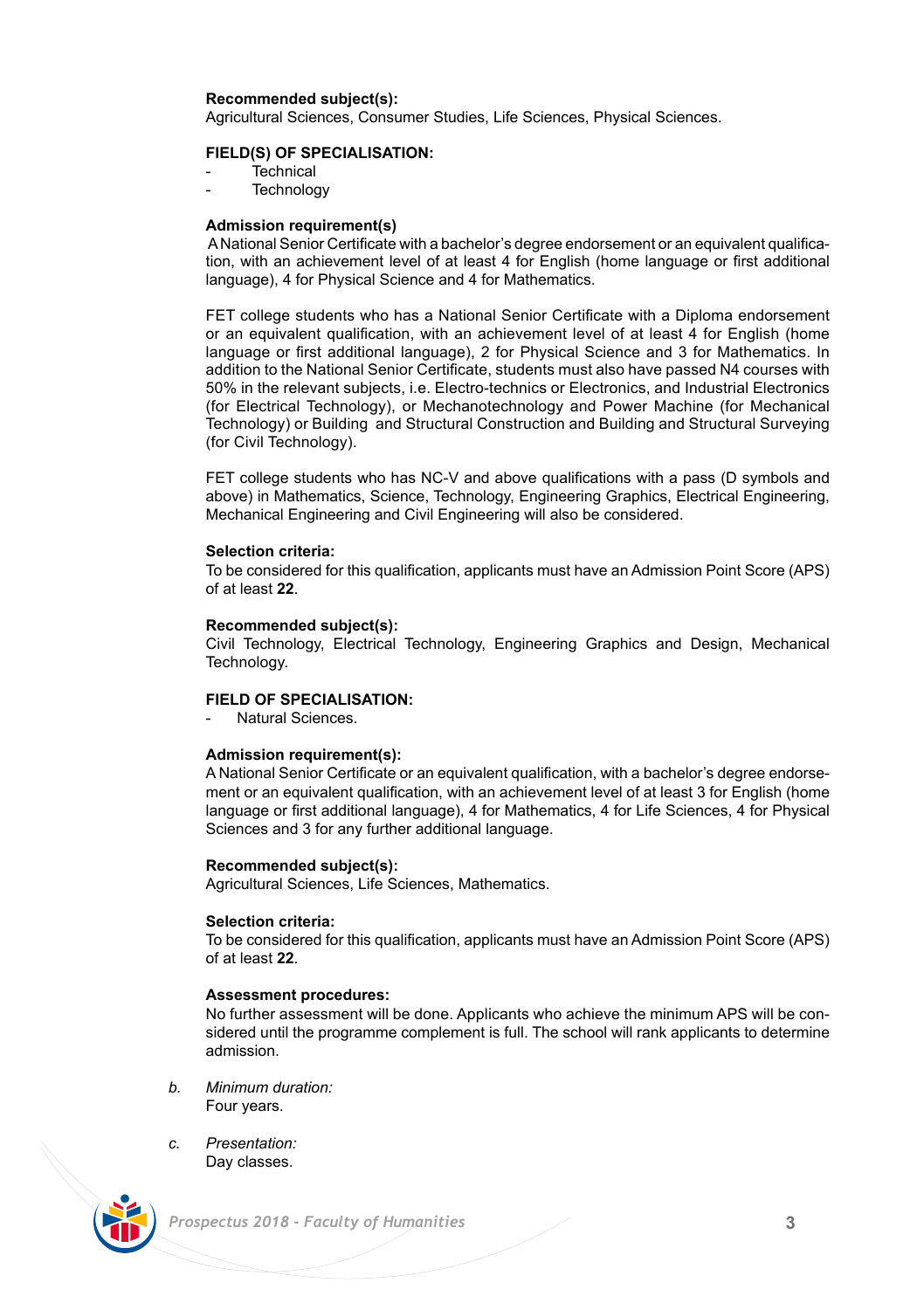**Recommended subject(s):**
Agricultural Sciences, Consumer Studies, Life Sciences, Physical Sciences.

**FIELD(S) OF SPECIALISATION:**

- Technical
- Technology

**Admission requirement(s)**
A National Senior Certificate with a bachelor's degree endorsement or an equivalent qualification, with an achievement level of at least 4 for English (home language or first additional language), 4 for Physical Science and 4 for Mathematics.

FET college students who has a National Senior Certificate with a Diploma endorsement or an equivalent qualification, with an achievement level of at least 4 for English (home language or first additional language), 2 for Physical Science and 3 for Mathematics. In addition to the National Senior Certificate, students must also have passed N4 courses with 50% in the relevant subjects, i.e. Electro-technics or Electronics, and Industrial Electronics (for Electrical Technology), or Mechanotechnology and Power Machine (for Mechanical Technology) or Building and Structural Construction and Building and Structural Surveying (for Civil Technology).

FET college students who has NC-V and above qualifications with a pass (D symbols and above) in Mathematics, Science, Technology, Engineering Graphics, Electrical Engineering, Mechanical Engineering and Civil Engineering will also be considered.

**Selection criteria:**
To be considered for this qualification, applicants must have an Admission Point Score (APS) of at least **22**.

**Recommended subject(s):**
Civil Technology, Electrical Technology, Engineering Graphics and Design, Mechanical Technology.

**FIELD OF SPECIALISATION:**

- Natural Sciences.

**Admission requirement(s):**
A National Senior Certificate or an equivalent qualification, with a bachelor's degree endorsement or an equivalent qualification, with an achievement level of at least 3 for English (home language or first additional language), 4 for Mathematics, 4 for Life Sciences, 4 for Physical Sciences and 3 for any further additional language.

**Recommended subject(s):**
Agricultural Sciences, Life Sciences, Mathematics.

**Selection criteria:**
To be considered for this qualification, applicants must have an Admission Point Score (APS) of at least **22**.

**Assessment procedures:**
No further assessment will be done. Applicants who achieve the minimum APS will be considered until the programme complement is full. The school will rank applicants to determine admission.

b. *Minimum duration:*
Four years.

c. *Presentation:*
Day classes.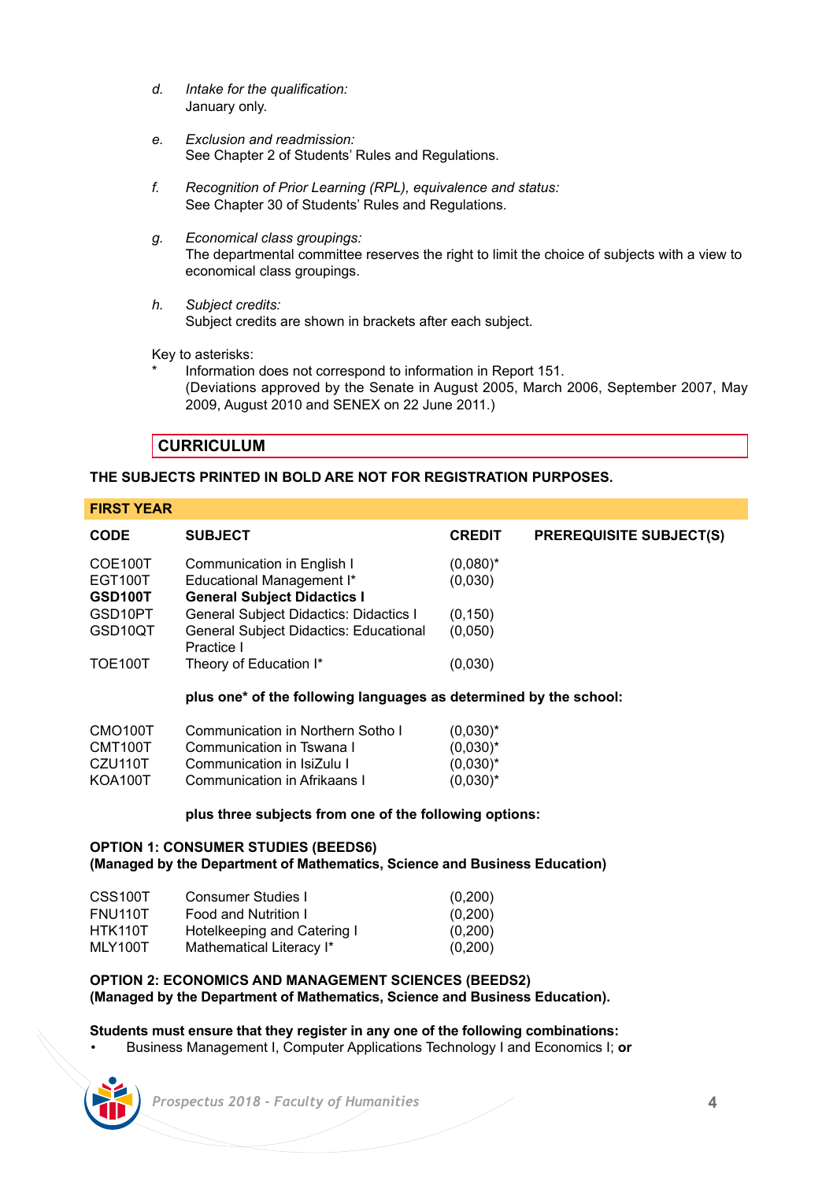*d.* *Intake for the qualification:*
January only.

*e.* *Exclusion and readmission:*
See Chapter 2 of Students' Rules and Regulations.

*f.* *Recognition of Prior Learning (RPL), equivalence and status:*
See Chapter 30 of Students' Rules and Regulations.

*g.* *Economical class groupings:*
The departmental committee reserves the right to limit the choice of subjects with a view to economical class groupings.

*h.* *Subject credits:*
Subject credits are shown in brackets after each subject.

Key to asterisks:

\* Information does not correspond to information in Report 151.
(Deviations approved by the Senate in August 2005, March 2006, September 2007, May 2009, August 2010 and SENEX on 22 June 2011.)

## CURRICULUM

**THE SUBJECTS PRINTED IN BOLD ARE NOT FOR REGISTRATION PURPOSES.**

### FIRST YEAR

| CODE | SUBJECT | CREDIT | PREREQUISITE SUBJECT(S) |
|---|---|---|---|
| COE100T | Communication in English I | (0,080)* | |
| EGT100T | Educational Management I* | (0,030) | |
| **GSD100T** | **General Subject Didactics I** | | |
| GSD10PT | General Subject Didactics: Didactics I | (0,150) | |
| GSD10QT | General Subject Didactics: Educational Practice I | (0,050) | |
| TOE100T | Theory of Education I* | (0,030) | |

**plus one* of the following languages as determined by the school:**

| CODE | SUBJECT | CREDIT |
|---|---|---|
| CMO100T | Communication in Northern Sotho I | (0,030)* |
| CMT100T | Communication in Tswana I | (0,030)* |
| CZU110T | Communication in IsiZulu I | (0,030)* |
| KOA100T | Communication in Afrikaans I | (0,030)* |

**plus three subjects from one of the following options:**

**OPTION 1: CONSUMER STUDIES (BEEDS6)**
**(Managed by the Department of Mathematics, Science and Business Education)**

| CODE | SUBJECT | CREDIT |
|---|---|---|
| CSS100T | Consumer Studies I | (0,200) |
| FNU110T | Food and Nutrition I | (0,200) |
| HTK110T | Hotelkeeping and Catering I | (0,200) |
| MLY100T | Mathematical Literacy I* | (0,200) |

**OPTION 2: ECONOMICS AND MANAGEMENT SCIENCES (BEEDS2)**
**(Managed by the Department of Mathematics, Science and Business Education).**

**Students must ensure that they register in any one of the following combinations:**

- Business Management I, Computer Applications Technology I and Economics I; **or**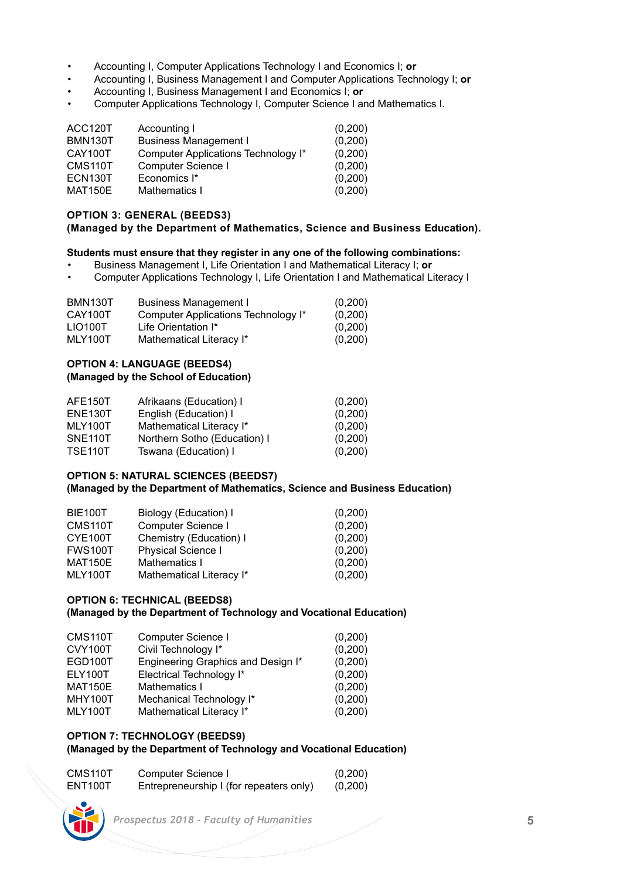- Accounting I, Computer Applications Technology I and Economics I; **or**
- Accounting I, Business Management I and Computer Applications Technology I; **or**
- Accounting I, Business Management I and Economics I; **or**
- Computer Applications Technology I, Computer Science I and Mathematics I.

| | | |
|---|---|---|
| ACC120T | Accounting I | (0,200) |
| BMN130T | Business Management I | (0,200) |
| CAY100T | Computer Applications Technology I* | (0,200) |
| CMS110T | Computer Science I | (0,200) |
| ECN130T | Economics I* | (0,200) |
| MAT150E | Mathematics I | (0,200) |

**OPTION 3: GENERAL (BEEDS3)**
**(Managed by the Department of Mathematics, Science and Business Education).**

**Students must ensure that they register in any one of the following combinations:**

- Business Management I, Life Orientation I and Mathematical Literacy I; **or**
- Computer Applications Technology I, Life Orientation I and Mathematical Literacy I

| | | |
|---|---|---|
| BMN130T | Business Management I | (0,200) |
| CAY100T | Computer Applications Technology I* | (0,200) |
| LIO100T | Life Orientation I* | (0,200) |
| MLY100T | Mathematical Literacy I* | (0,200) |

**OPTION 4: LANGUAGE (BEEDS4)**
**(Managed by the School of Education)**

| | | |
|---|---|---|
| AFE150T | Afrikaans (Education) I | (0,200) |
| ENE130T | English (Education) I | (0,200) |
| MLY100T | Mathematical Literacy I* | (0,200) |
| SNE110T | Northern Sotho (Education) I | (0,200) |
| TSE110T | Tswana (Education) I | (0,200) |

**OPTION 5: NATURAL SCIENCES (BEEDS7)**
**(Managed by the Department of Mathematics, Science and Business Education)**

| | | |
|---|---|---|
| BIE100T | Biology (Education) I | (0,200) |
| CMS110T | Computer Science I | (0,200) |
| CYE100T | Chemistry (Education) I | (0,200) |
| FWS100T | Physical Science I | (0,200) |
| MAT150E | Mathematics I | (0,200) |
| MLY100T | Mathematical Literacy I* | (0,200) |

**OPTION 6: TECHNICAL (BEEDS8)**
**(Managed by the Department of Technology and Vocational Education)**

| | | |
|---|---|---|
| CMS110T | Computer Science I | (0,200) |
| CVY100T | Civil Technology I* | (0,200) |
| EGD100T | Engineering Graphics and Design I* | (0,200) |
| ELY100T | Electrical Technology I* | (0,200) |
| MAT150E | Mathematics I | (0,200) |
| MHY100T | Mechanical Technology I* | (0,200) |
| MLY100T | Mathematical Literacy I* | (0,200) |

**OPTION 7: TECHNOLOGY (BEEDS9)**
**(Managed by the Department of Technology and Vocational Education)**

| | | |
|---|---|---|
| CMS110T | Computer Science I | (0,200) |
| ENT100T | Entrepreneurship I (for repeaters only) | (0,200) |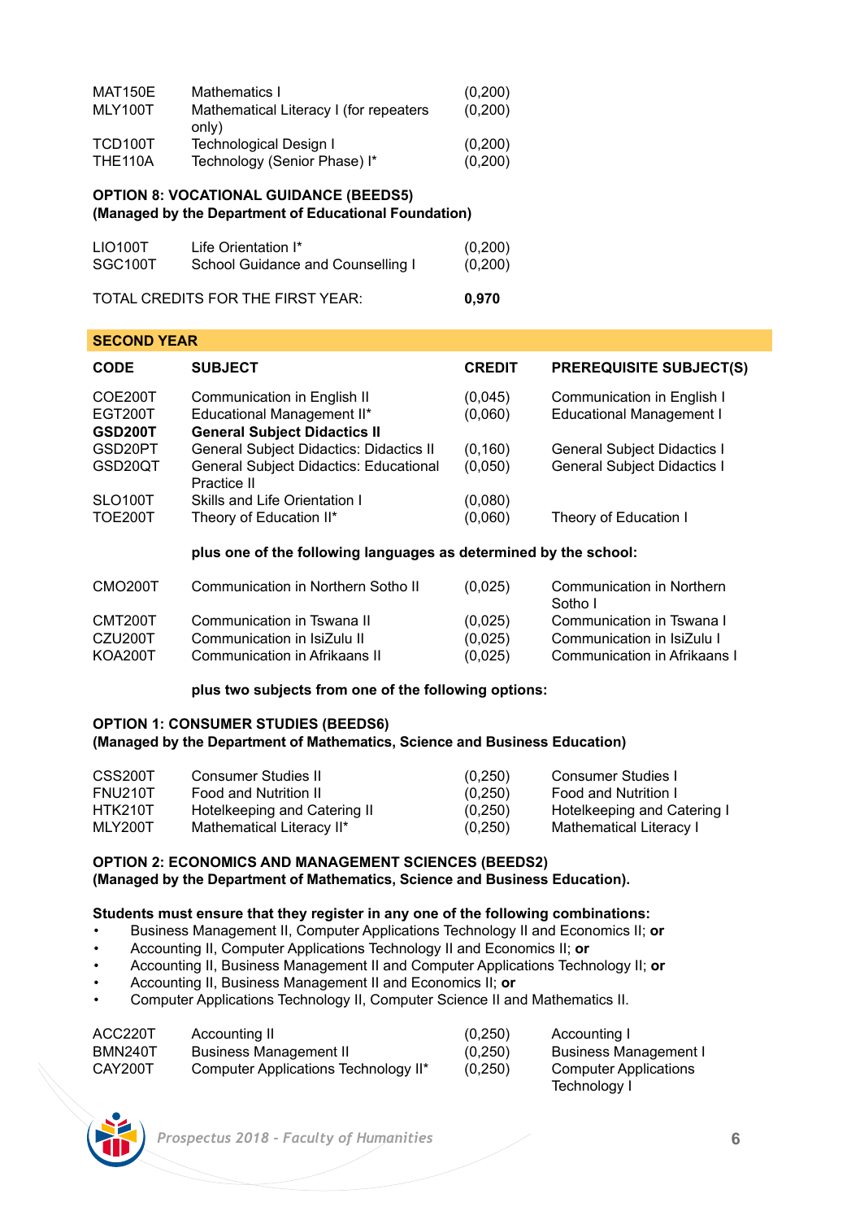| | | |
|---|---|---|
| MAT150E | Mathematics I | (0,200) |
| MLY100T | Mathematical Literacy I (for repeaters only) | (0,200) |
| TCD100T | Technological Design I | (0,200) |
| THE110A | Technology (Senior Phase) I* | (0,200) |

**OPTION 8: VOCATIONAL GUIDANCE (BEEDS5)**
**(Managed by the Department of Educational Foundation)**

| | | |
|---|---|---|
| LIO100T | Life Orientation I* | (0,200) |
| SGC100T | School Guidance and Counselling I | (0,200) |

TOTAL CREDITS FOR THE FIRST YEAR: **0,970**

## SECOND YEAR

| CODE | SUBJECT | CREDIT | PREREQUISITE SUBJECT(S) |
|---|---|---|---|
| COE200T | Communication in English II | (0,045) | Communication in English I |
| EGT200T | Educational Management II* | (0,060) | Educational Management I |
| **GSD200T** | **General Subject Didactics II** | | |
| GSD20PT | General Subject Didactics: Didactics II | (0,160) | General Subject Didactics I |
| GSD20QT | General Subject Didactics: Educational Practice II | (0,050) | General Subject Didactics I |
| SLO100T | Skills and Life Orientation I | (0,080) | |
| TOE200T | Theory of Education II* | (0,060) | Theory of Education I |

**plus one of the following languages as determined by the school:**

| | | | |
|---|---|---|---|
| CMO200T | Communication in Northern Sotho II | (0,025) | Communication in Northern Sotho I |
| CMT200T | Communication in Tswana II | (0,025) | Communication in Tswana I |
| CZU200T | Communication in IsiZulu II | (0,025) | Communication in IsiZulu I |
| KOA200T | Communication in Afrikaans II | (0,025) | Communication in Afrikaans I |

**plus two subjects from one of the following options:**

**OPTION 1: CONSUMER STUDIES (BEEDS6)**
**(Managed by the Department of Mathematics, Science and Business Education)**

| | | | |
|---|---|---|---|
| CSS200T | Consumer Studies II | (0,250) | Consumer Studies I |
| FNU210T | Food and Nutrition II | (0,250) | Food and Nutrition I |
| HTK210T | Hotelkeeping and Catering II | (0,250) | Hotelkeeping and Catering I |
| MLY200T | Mathematical Literacy II* | (0,250) | Mathematical Literacy I |

**OPTION 2: ECONOMICS AND MANAGEMENT SCIENCES (BEEDS2)**
**(Managed by the Department of Mathematics, Science and Business Education).**

**Students must ensure that they register in any one of the following combinations:**

- Business Management II, Computer Applications Technology II and Economics II; **or**
- Accounting II, Computer Applications Technology II and Economics II; **or**
- Accounting II, Business Management II and Computer Applications Technology II; **or**
- Accounting II, Business Management II and Economics II; **or**
- Computer Applications Technology II, Computer Science II and Mathematics II.

| | | | |
|---|---|---|---|
| ACC220T | Accounting II | (0,250) | Accounting I |
| BMN240T | Business Management II | (0,250) | Business Management I |
| CAY200T | Computer Applications Technology II* | (0,250) | Computer Applications Technology I |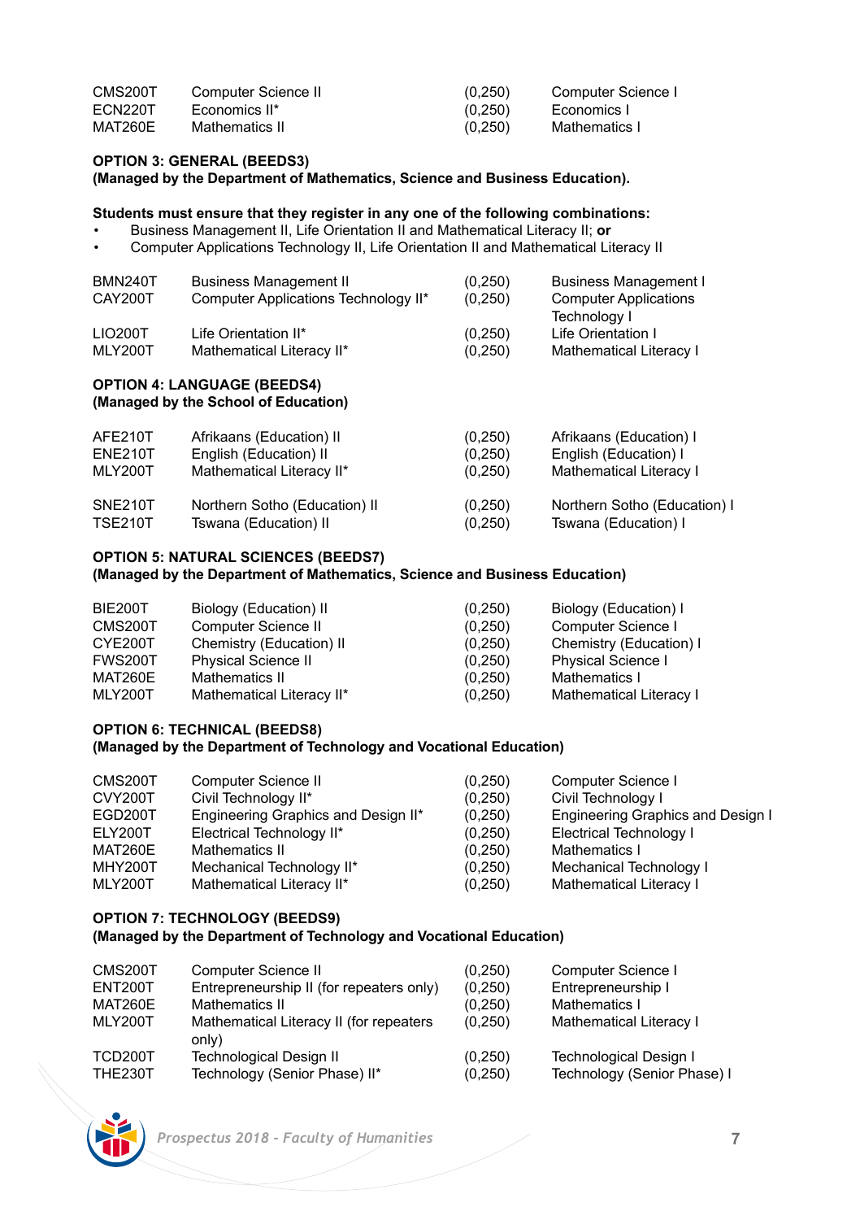| | | | |
|---|---|---|---|
| CMS200T | Computer Science II | (0,250) | Computer Science I |
| ECN220T | Economics II* | (0,250) | Economics I |
| MAT260E | Mathematics II | (0,250) | Mathematics I |

**OPTION 3: GENERAL (BEEDS3)**
**(Managed by the Department of Mathematics, Science and Business Education).**

**Students must ensure that they register in any one of the following combinations:**

- Business Management II, Life Orientation II and Mathematical Literacy II; **or**
- Computer Applications Technology II, Life Orientation II and Mathematical Literacy II

| | | | |
|---|---|---|---|
| BMN240T | Business Management II | (0,250) | Business Management I |
| CAY200T | Computer Applications Technology II* | (0,250) | Computer Applications Technology I |
| LIO200T | Life Orientation II* | (0,250) | Life Orientation I |
| MLY200T | Mathematical Literacy II* | (0,250) | Mathematical Literacy I |

**OPTION 4: LANGUAGE (BEEDS4)**
**(Managed by the School of Education)**

| | | | |
|---|---|---|---|
| AFE210T | Afrikaans (Education) II | (0,250) | Afrikaans (Education) I |
| ENE210T | English (Education) II | (0,250) | English (Education) I |
| MLY200T | Mathematical Literacy II* | (0,250) | Mathematical Literacy I |
| SNE210T | Northern Sotho (Education) II | (0,250) | Northern Sotho (Education) I |
| TSE210T | Tswana (Education) II | (0,250) | Tswana (Education) I |

**OPTION 5: NATURAL SCIENCES (BEEDS7)**
**(Managed by the Department of Mathematics, Science and Business Education)**

| | | | |
|---|---|---|---|
| BIE200T | Biology (Education) II | (0,250) | Biology (Education) I |
| CMS200T | Computer Science II | (0,250) | Computer Science I |
| CYE200T | Chemistry (Education) II | (0,250) | Chemistry (Education) I |
| FWS200T | Physical Science II | (0,250) | Physical Science I |
| MAT260E | Mathematics II | (0,250) | Mathematics I |
| MLY200T | Mathematical Literacy II* | (0,250) | Mathematical Literacy I |

**OPTION 6: TECHNICAL (BEEDS8)**
**(Managed by the Department of Technology and Vocational Education)**

| | | | |
|---|---|---|---|
| CMS200T | Computer Science II | (0,250) | Computer Science I |
| CVY200T | Civil Technology II* | (0,250) | Civil Technology I |
| EGD200T | Engineering Graphics and Design II* | (0,250) | Engineering Graphics and Design I |
| ELY200T | Electrical Technology II* | (0,250) | Electrical Technology I |
| MAT260E | Mathematics II | (0,250) | Mathematics I |
| MHY200T | Mechanical Technology II* | (0,250) | Mechanical Technology I |
| MLY200T | Mathematical Literacy II* | (0,250) | Mathematical Literacy I |

**OPTION 7: TECHNOLOGY (BEEDS9)**
**(Managed by the Department of Technology and Vocational Education)**

| | | | |
|---|---|---|---|
| CMS200T | Computer Science II | (0,250) | Computer Science I |
| ENT200T | Entrepreneurship II (for repeaters only) | (0,250) | Entrepreneurship I |
| MAT260E | Mathematics II | (0,250) | Mathematics I |
| MLY200T | Mathematical Literacy II (for repeaters only) | (0,250) | Mathematical Literacy I |
| TCD200T | Technological Design II | (0,250) | Technological Design I |
| THE230T | Technology (Senior Phase) II* | (0,250) | Technology (Senior Phase) I |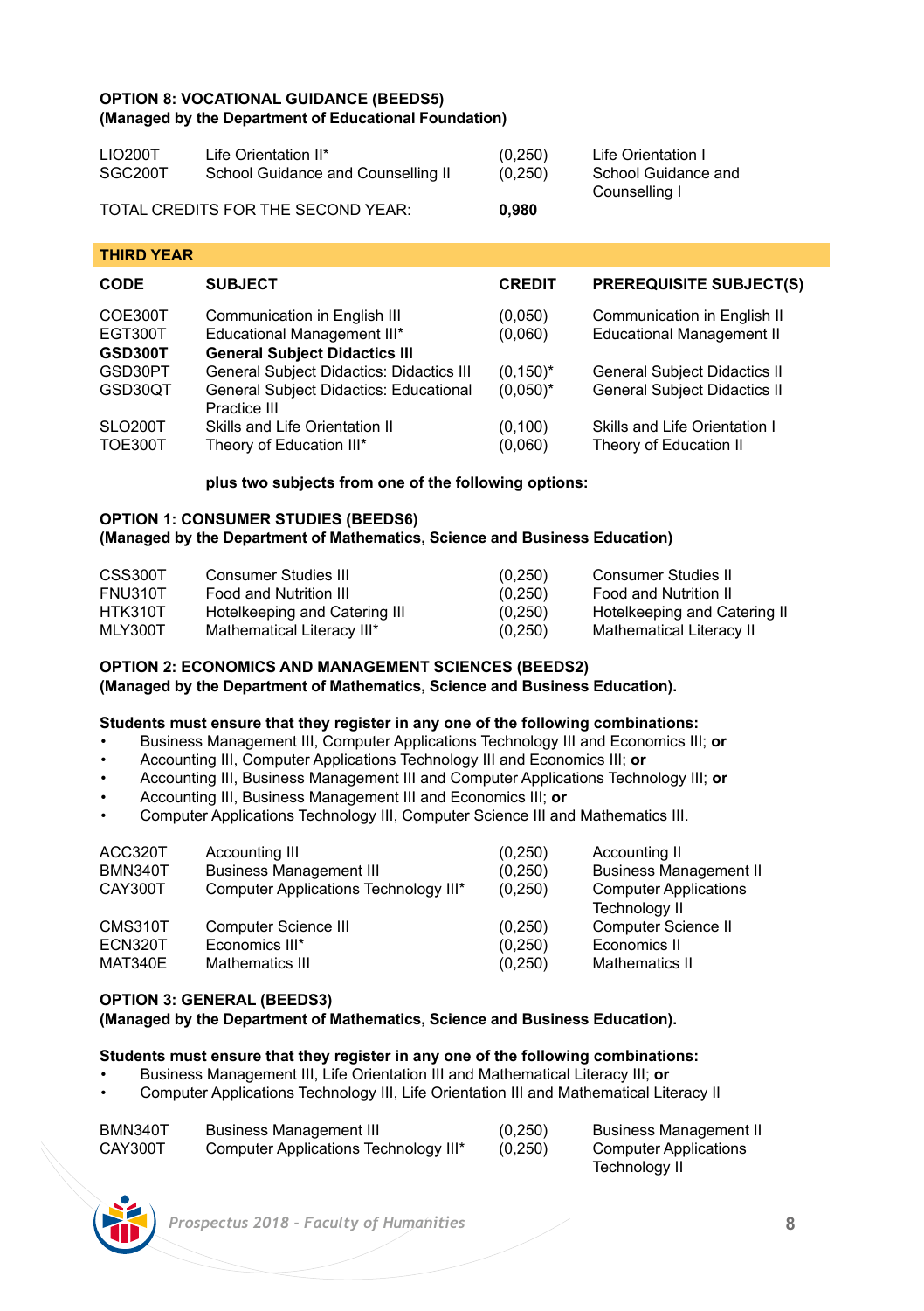**OPTION 8: VOCATIONAL GUIDANCE (BEEDS5)**
**(Managed by the Department of Educational Foundation)**

| | | | |
|---|---|---|---|
| LIO200T | Life Orientation II* | (0,250) | Life Orientation I |
| SGC200T | School Guidance and Counselling II | (0,250) | School Guidance and Counselling I |

TOTAL CREDITS FOR THE SECOND YEAR: **0,980**

## THIRD YEAR

| CODE | SUBJECT | CREDIT | PREREQUISITE SUBJECT(S) |
|---|---|---|---|
| COE300T | Communication in English III | (0,050) | Communication in English II |
| EGT300T | Educational Management III* | (0,060) | Educational Management II |
| **GSD300T** | **General Subject Didactics III** | | |
| GSD30PT | General Subject Didactics: Didactics III | (0,150)* | General Subject Didactics II |
| GSD30QT | General Subject Didactics: Educational Practice III | (0,050)* | General Subject Didactics II |
| SLO200T | Skills and Life Orientation II | (0,100) | Skills and Life Orientation I |
| TOE300T | Theory of Education III* | (0,060) | Theory of Education II |

**plus two subjects from one of the following options:**

**OPTION 1: CONSUMER STUDIES (BEEDS6)**
**(Managed by the Department of Mathematics, Science and Business Education)**

| | | | |
|---|---|---|---|
| CSS300T | Consumer Studies III | (0,250) | Consumer Studies II |
| FNU310T | Food and Nutrition III | (0,250) | Food and Nutrition II |
| HTK310T | Hotelkeeping and Catering III | (0,250) | Hotelkeeping and Catering II |
| MLY300T | Mathematical Literacy III* | (0,250) | Mathematical Literacy II |

**OPTION 2: ECONOMICS AND MANAGEMENT SCIENCES (BEEDS2)**
**(Managed by the Department of Mathematics, Science and Business Education).**

**Students must ensure that they register in any one of the following combinations:**

- Business Management III, Computer Applications Technology III and Economics III; **or**
- Accounting III, Computer Applications Technology III and Economics III; **or**
- Accounting III, Business Management III and Computer Applications Technology III; **or**
- Accounting III, Business Management III and Economics III; **or**
- Computer Applications Technology III, Computer Science III and Mathematics III.

| | | | |
|---|---|---|---|
| ACC320T | Accounting III | (0,250) | Accounting II |
| BMN340T | Business Management III | (0,250) | Business Management II |
| CAY300T | Computer Applications Technology III* | (0,250) | Computer Applications Technology II |
| CMS310T | Computer Science III | (0,250) | Computer Science II |
| ECN320T | Economics III* | (0,250) | Economics II |
| MAT340E | Mathematics III | (0,250) | Mathematics II |

**OPTION 3: GENERAL (BEEDS3)**
**(Managed by the Department of Mathematics, Science and Business Education).**

**Students must ensure that they register in any one of the following combinations:**

- Business Management III, Life Orientation III and Mathematical Literacy III; **or**
- Computer Applications Technology III, Life Orientation III and Mathematical Literacy II

| | | | |
|---|---|---|---|
| BMN340T | Business Management III | (0,250) | Business Management II |
| CAY300T | Computer Applications Technology III* | (0,250) | Computer Applications Technology II |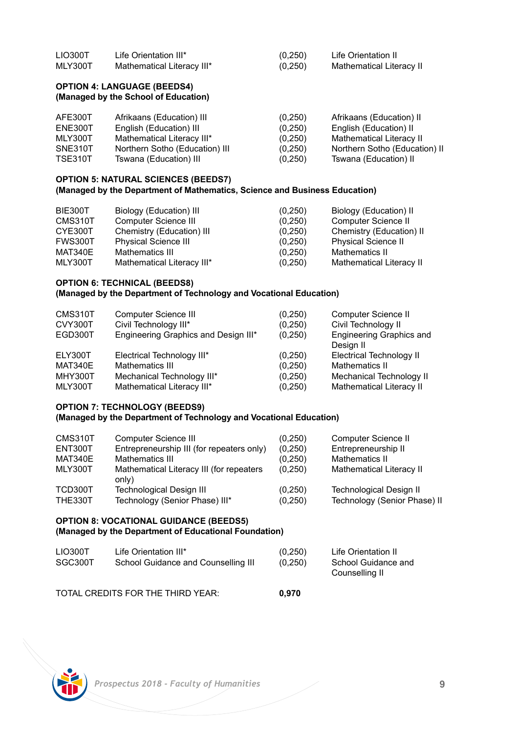| | | | |
|---|---|---|---|
| LIO300T | Life Orientation III* | (0,250) | Life Orientation II |
| MLY300T | Mathematical Literacy III* | (0,250) | Mathematical Literacy II |

**OPTION 4: LANGUAGE (BEEDS4)**
**(Managed by the School of Education)**

| | | | |
|---|---|---|---|
| AFE300T | Afrikaans (Education) III | (0,250) | Afrikaans (Education) II |
| ENE300T | English (Education) III | (0,250) | English (Education) II |
| MLY300T | Mathematical Literacy III* | (0,250) | Mathematical Literacy II |
| SNE310T | Northern Sotho (Education) III | (0,250) | Northern Sotho (Education) II |
| TSE310T | Tswana (Education) III | (0,250) | Tswana (Education) II |

**OPTION 5: NATURAL SCIENCES (BEEDS7)**
**(Managed by the Department of Mathematics, Science and Business Education)**

| | | | |
|---|---|---|---|
| BIE300T | Biology (Education) III | (0,250) | Biology (Education) II |
| CMS310T | Computer Science III | (0,250) | Computer Science II |
| CYE300T | Chemistry (Education) III | (0,250) | Chemistry (Education) II |
| FWS300T | Physical Science III | (0,250) | Physical Science II |
| MAT340E | Mathematics III | (0,250) | Mathematics II |
| MLY300T | Mathematical Literacy III* | (0,250) | Mathematical Literacy II |

**OPTION 6: TECHNICAL (BEEDS8)**
**(Managed by the Department of Technology and Vocational Education)**

| | | | |
|---|---|---|---|
| CMS310T | Computer Science III | (0,250) | Computer Science II |
| CVY300T | Civil Technology III* | (0,250) | Civil Technology II |
| EGD300T | Engineering Graphics and Design III* | (0,250) | Engineering Graphics and Design II |
| ELY300T | Electrical Technology III* | (0,250) | Electrical Technology II |
| MAT340E | Mathematics III | (0,250) | Mathematics II |
| MHY300T | Mechanical Technology III* | (0,250) | Mechanical Technology II |
| MLY300T | Mathematical Literacy III* | (0,250) | Mathematical Literacy II |

**OPTION 7: TECHNOLOGY (BEEDS9)**
**(Managed by the Department of Technology and Vocational Education)**

| | | | |
|---|---|---|---|
| CMS310T | Computer Science III | (0,250) | Computer Science II |
| ENT300T | Entrepreneurship III (for repeaters only) | (0,250) | Entrepreneurship II |
| MAT340E | Mathematics III | (0,250) | Mathematics II |
| MLY300T | Mathematical Literacy III (for repeaters only) | (0,250) | Mathematical Literacy II |
| TCD300T | Technological Design III | (0,250) | Technological Design II |
| THE330T | Technology (Senior Phase) III* | (0,250) | Technology (Senior Phase) II |

**OPTION 8: VOCATIONAL GUIDANCE (BEEDS5)**
**(Managed by the Department of Educational Foundation)**

| | | | |
|---|---|---|---|
| LIO300T | Life Orientation III* | (0,250) | Life Orientation II |
| SGC300T | School Guidance and Counselling III | (0,250) | School Guidance and Counselling II |

TOTAL CREDITS FOR THE THIRD YEAR: **0,970**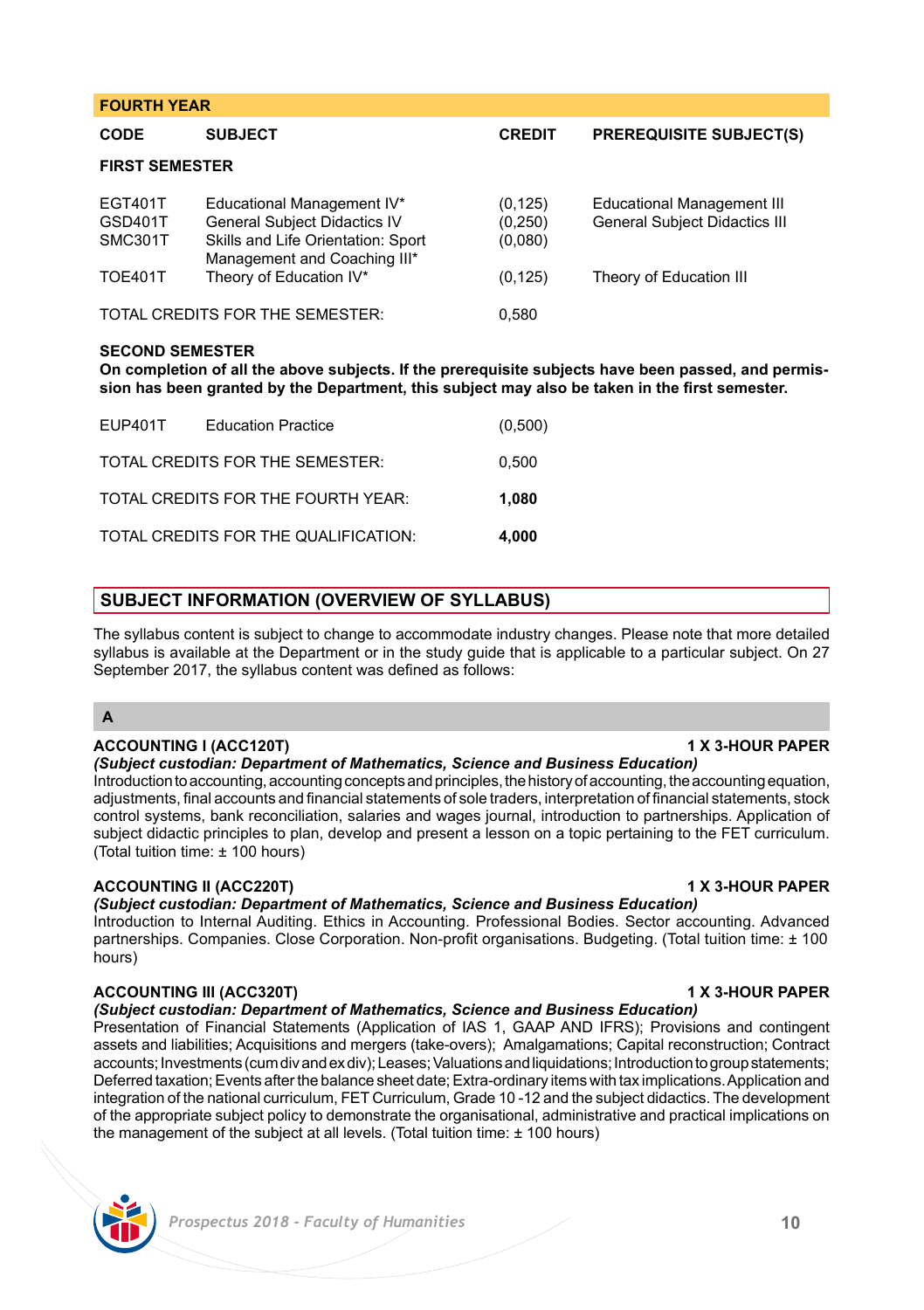## FOURTH YEAR

| CODE | SUBJECT | CREDIT | PREREQUISITE SUBJECT(S) |
|---|---|---|---|
| **FIRST SEMESTER** | | | |
| EGT401T | Educational Management IV* | (0,125) | Educational Management III |
| GSD401T | General Subject Didactics IV | (0,250) | General Subject Didactics III |
| SMC301T | Skills and Life Orientation: Sport Management and Coaching III* | (0,080) | |
| TOE401T | Theory of Education IV* | (0,125) | Theory of Education III |
| TOTAL CREDITS FOR THE SEMESTER: | | 0,580 | |

**SECOND SEMESTER**

**On completion of all the above subjects. If the prerequisite subjects have been passed, and permission has been granted by the Department, this subject may also be taken in the first semester.**

| CODE | SUBJECT | CREDIT | PREREQUISITE SUBJECT(S) |
|---|---|---|---|
| EUP401T | Education Practice | (0,500) | |
| TOTAL CREDITS FOR THE SEMESTER: | | 0,500 | |
| TOTAL CREDITS FOR THE FOURTH YEAR: | | **1,080** | |
| TOTAL CREDITS FOR THE QUALIFICATION: | | **4,000** | |

## SUBJECT INFORMATION (OVERVIEW OF SYLLABUS)

The syllabus content is subject to change to accommodate industry changes. Please note that more detailed syllabus is available at the Department or in the study guide that is applicable to a particular subject. On 27 September 2017, the syllabus content was defined as follows:

### A

**ACCOUNTING I (ACC120T)** **1 X 3-HOUR PAPER**
***(Subject custodian: Department of Mathematics, Science and Business Education)***
Introduction to accounting, accounting concepts and principles, the history of accounting, the accounting equation, adjustments, final accounts and financial statements of sole traders, interpretation of financial statements, stock control systems, bank reconciliation, salaries and wages journal, introduction to partnerships. Application of subject didactic principles to plan, develop and present a lesson on a topic pertaining to the FET curriculum. (Total tuition time: ± 100 hours)

**ACCOUNTING II (ACC220T)** **1 X 3-HOUR PAPER**
***(Subject custodian: Department of Mathematics, Science and Business Education)***
Introduction to Internal Auditing. Ethics in Accounting. Professional Bodies. Sector accounting. Advanced partnerships. Companies. Close Corporation. Non-profit organisations. Budgeting. (Total tuition time: ± 100 hours)

**ACCOUNTING III (ACC320T)** **1 X 3-HOUR PAPER**
***(Subject custodian: Department of Mathematics, Science and Business Education)***
Presentation of Financial Statements (Application of IAS 1, GAAP AND IFRS); Provisions and contingent assets and liabilities; Acquisitions and mergers (take-overs); Amalgamations; Capital reconstruction; Contract accounts; Investments (cum div and ex div); Leases; Valuations and liquidations; Introduction to group statements; Deferred taxation; Events after the balance sheet date; Extra-ordinary items with tax implications. Application and integration of the national curriculum, FET Curriculum, Grade 10 -12 and the subject didactics. The development of the appropriate subject policy to demonstrate the organisational, administrative and practical implications on the management of the subject at all levels. (Total tuition time: ± 100 hours)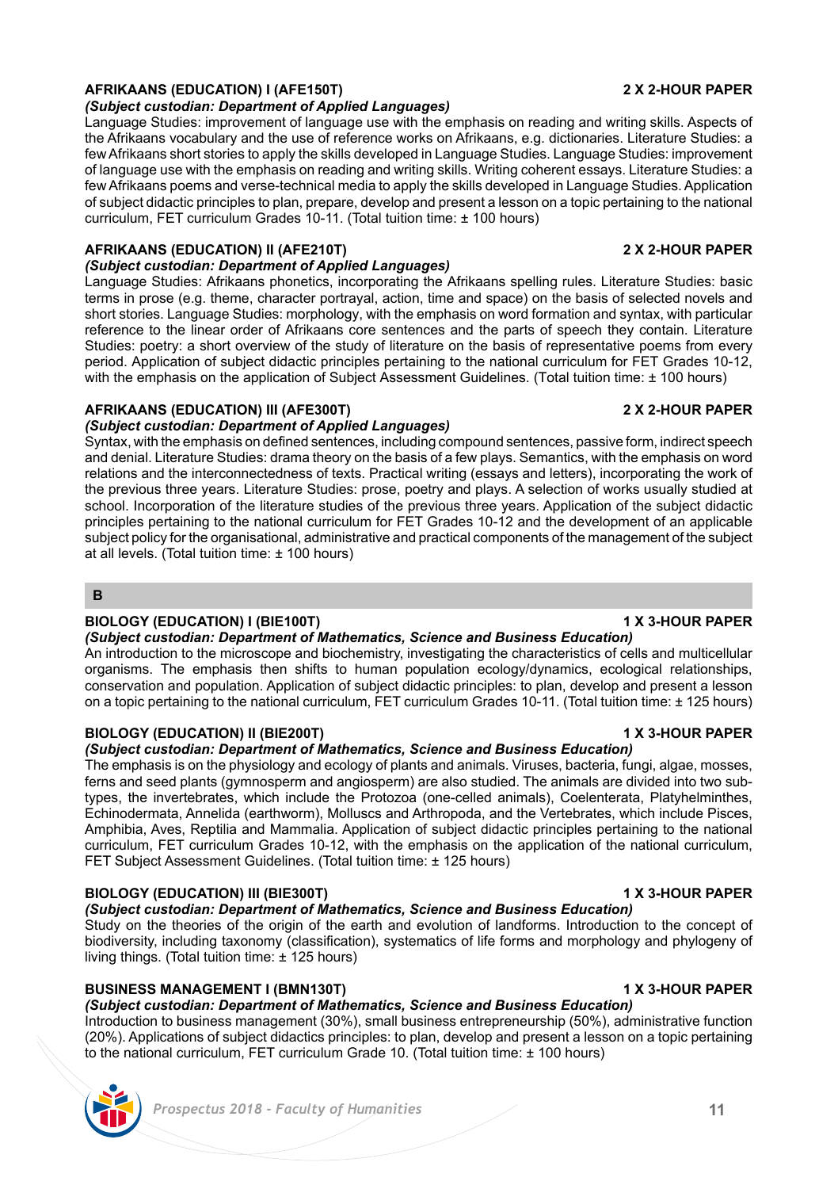### AFRIKAANS (EDUCATION) I (AFE150T) — 2 X 2-HOUR PAPER

*(Subject custodian: Department of Applied Languages)*

Language Studies: improvement of language use with the emphasis on reading and writing skills. Aspects of the Afrikaans vocabulary and the use of reference works on Afrikaans, e.g. dictionaries. Literature Studies: a few Afrikaans short stories to apply the skills developed in Language Studies. Language Studies: improvement of language use with the emphasis on reading and writing skills. Writing coherent essays. Literature Studies: a few Afrikaans poems and verse-technical media to apply the skills developed in Language Studies. Application of subject didactic principles to plan, prepare, develop and present a lesson on a topic pertaining to the national curriculum, FET curriculum Grades 10-11. (Total tuition time: ± 100 hours)

### AFRIKAANS (EDUCATION) II (AFE210T) — 2 X 2-HOUR PAPER

*(Subject custodian: Department of Applied Languages)*

Language Studies: Afrikaans phonetics, incorporating the Afrikaans spelling rules. Literature Studies: basic terms in prose (e.g. theme, character portrayal, action, time and space) on the basis of selected novels and short stories. Language Studies: morphology, with the emphasis on word formation and syntax, with particular reference to the linear order of Afrikaans core sentences and the parts of speech they contain. Literature Studies: poetry: a short overview of the study of literature on the basis of representative poems from every period. Application of subject didactic principles pertaining to the national curriculum for FET Grades 10-12, with the emphasis on the application of Subject Assessment Guidelines. (Total tuition time: ± 100 hours)

### AFRIKAANS (EDUCATION) III (AFE300T) — 2 X 2-HOUR PAPER

*(Subject custodian: Department of Applied Languages)*

Syntax, with the emphasis on defined sentences, including compound sentences, passive form, indirect speech and denial. Literature Studies: drama theory on the basis of a few plays. Semantics, with the emphasis on word relations and the interconnectedness of texts. Practical writing (essays and letters), incorporating the work of the previous three years. Literature Studies: prose, poetry and plays. A selection of works usually studied at school. Incorporation of the literature studies of the previous three years. Application of the subject didactic principles pertaining to the national curriculum for FET Grades 10-12 and the development of an applicable subject policy for the organisational, administrative and practical components of the management of the subject at all levels. (Total tuition time: ± 100 hours)

## B

### BIOLOGY (EDUCATION) I (BIE100T) — 1 X 3-HOUR PAPER

*(Subject custodian: Department of Mathematics, Science and Business Education)*

An introduction to the microscope and biochemistry, investigating the characteristics of cells and multicellular organisms. The emphasis then shifts to human population ecology/dynamics, ecological relationships, conservation and population. Application of subject didactic principles: to plan, develop and present a lesson on a topic pertaining to the national curriculum, FET curriculum Grades 10-11. (Total tuition time: ± 125 hours)

### BIOLOGY (EDUCATION) II (BIE200T) — 1 X 3-HOUR PAPER

*(Subject custodian: Department of Mathematics, Science and Business Education)*

The emphasis is on the physiology and ecology of plants and animals. Viruses, bacteria, fungi, algae, mosses, ferns and seed plants (gymnosperm and angiosperm) are also studied. The animals are divided into two sub-types, the invertebrates, which include the Protozoa (one-celled animals), Coelenterata, Platyhelminthes, Echinodermata, Annelida (earthworm), Molluscs and Arthropoda, and the Vertebrates, which include Pisces, Amphibia, Aves, Reptilia and Mammalia. Application of subject didactic principles pertaining to the national curriculum, FET curriculum Grades 10-12, with the emphasis on the application of the national curriculum, FET Subject Assessment Guidelines. (Total tuition time: ± 125 hours)

### BIOLOGY (EDUCATION) III (BIE300T) — 1 X 3-HOUR PAPER

*(Subject custodian: Department of Mathematics, Science and Business Education)*

Study on the theories of the origin of the earth and evolution of landforms. Introduction to the concept of biodiversity, including taxonomy (classification), systematics of life forms and morphology and phylogeny of living things. (Total tuition time: ± 125 hours)

### BUSINESS MANAGEMENT I (BMN130T) — 1 X 3-HOUR PAPER

*(Subject custodian: Department of Mathematics, Science and Business Education)*

Introduction to business management (30%), small business entrepreneurship (50%), administrative function (20%). Applications of subject didactics principles: to plan, develop and present a lesson on a topic pertaining to the national curriculum, FET curriculum Grade 10. (Total tuition time: ± 100 hours)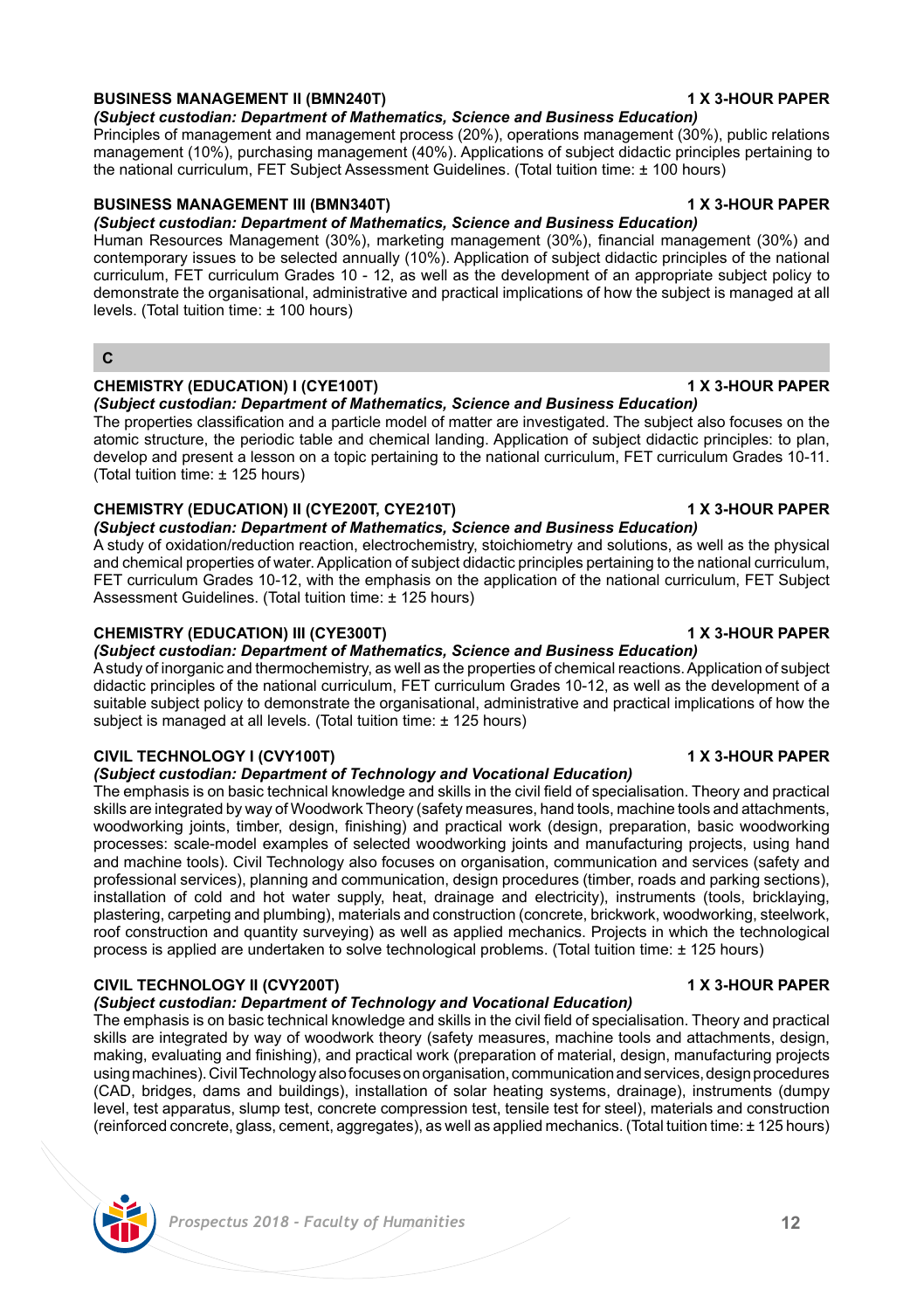### BUSINESS MANAGEMENT II (BMN240T) — 1 X 3-HOUR PAPER

***(Subject custodian: Department of Mathematics, Science and Business Education)***

Principles of management and management process (20%), operations management (30%), public relations management (10%), purchasing management (40%). Applications of subject didactic principles pertaining to the national curriculum, FET Subject Assessment Guidelines. (Total tuition time: ± 100 hours)

### BUSINESS MANAGEMENT III (BMN340T) — 1 X 3-HOUR PAPER

***(Subject custodian: Department of Mathematics, Science and Business Education)***

Human Resources Management (30%), marketing management (30%), financial management (30%) and contemporary issues to be selected annually (10%). Application of subject didactic principles of the national curriculum, FET curriculum Grades 10 - 12, as well as the development of an appropriate subject policy to demonstrate the organisational, administrative and practical implications of how the subject is managed at all levels. (Total tuition time: ± 100 hours)

## C

### CHEMISTRY (EDUCATION) I (CYE100T) — 1 X 3-HOUR PAPER

***(Subject custodian: Department of Mathematics, Science and Business Education)***

The properties classification and a particle model of matter are investigated. The subject also focuses on the atomic structure, the periodic table and chemical landing. Application of subject didactic principles: to plan, develop and present a lesson on a topic pertaining to the national curriculum, FET curriculum Grades 10-11. (Total tuition time: ± 125 hours)

### CHEMISTRY (EDUCATION) II (CYE200T, CYE210T) — 1 X 3-HOUR PAPER

***(Subject custodian: Department of Mathematics, Science and Business Education)***

A study of oxidation/reduction reaction, electrochemistry, stoichiometry and solutions, as well as the physical and chemical properties of water. Application of subject didactic principles pertaining to the national curriculum, FET curriculum Grades 10-12, with the emphasis on the application of the national curriculum, FET Subject Assessment Guidelines. (Total tuition time: ± 125 hours)

### CHEMISTRY (EDUCATION) III (CYE300T) — 1 X 3-HOUR PAPER

***(Subject custodian: Department of Mathematics, Science and Business Education)***

A study of inorganic and thermochemistry, as well as the properties of chemical reactions. Application of subject didactic principles of the national curriculum, FET curriculum Grades 10-12, as well as the development of a suitable subject policy to demonstrate the organisational, administrative and practical implications of how the subject is managed at all levels. (Total tuition time: ± 125 hours)

### CIVIL TECHNOLOGY I (CVY100T) — 1 X 3-HOUR PAPER

***(Subject custodian: Department of Technology and Vocational Education)***

The emphasis is on basic technical knowledge and skills in the civil field of specialisation. Theory and practical skills are integrated by way of Woodwork Theory (safety measures, hand tools, machine tools and attachments, woodworking joints, timber, design, finishing) and practical work (design, preparation, basic woodworking processes: scale-model examples of selected woodworking joints and manufacturing projects, using hand and machine tools). Civil Technology also focuses on organisation, communication and services (safety and professional services), planning and communication, design procedures (timber, roads and parking sections), installation of cold and hot water supply, heat, drainage and electricity), instruments (tools, bricklaying, plastering, carpeting and plumbing), materials and construction (concrete, brickwork, woodworking, steelwork, roof construction and quantity surveying) as well as applied mechanics. Projects in which the technological process is applied are undertaken to solve technological problems. (Total tuition time: ± 125 hours)

### CIVIL TECHNOLOGY II (CVY200T) — 1 X 3-HOUR PAPER

***(Subject custodian: Department of Technology and Vocational Education)***

The emphasis is on basic technical knowledge and skills in the civil field of specialisation. Theory and practical skills are integrated by way of woodwork theory (safety measures, machine tools and attachments, design, making, evaluating and finishing), and practical work (preparation of material, design, manufacturing projects using machines). Civil Technology also focuses on organisation, communication and services, design procedures (CAD, bridges, dams and buildings), installation of solar heating systems, drainage), instruments (dumpy level, test apparatus, slump test, concrete compression test, tensile test for steel), materials and construction (reinforced concrete, glass, cement, aggregates), as well as applied mechanics. (Total tuition time: ± 125 hours)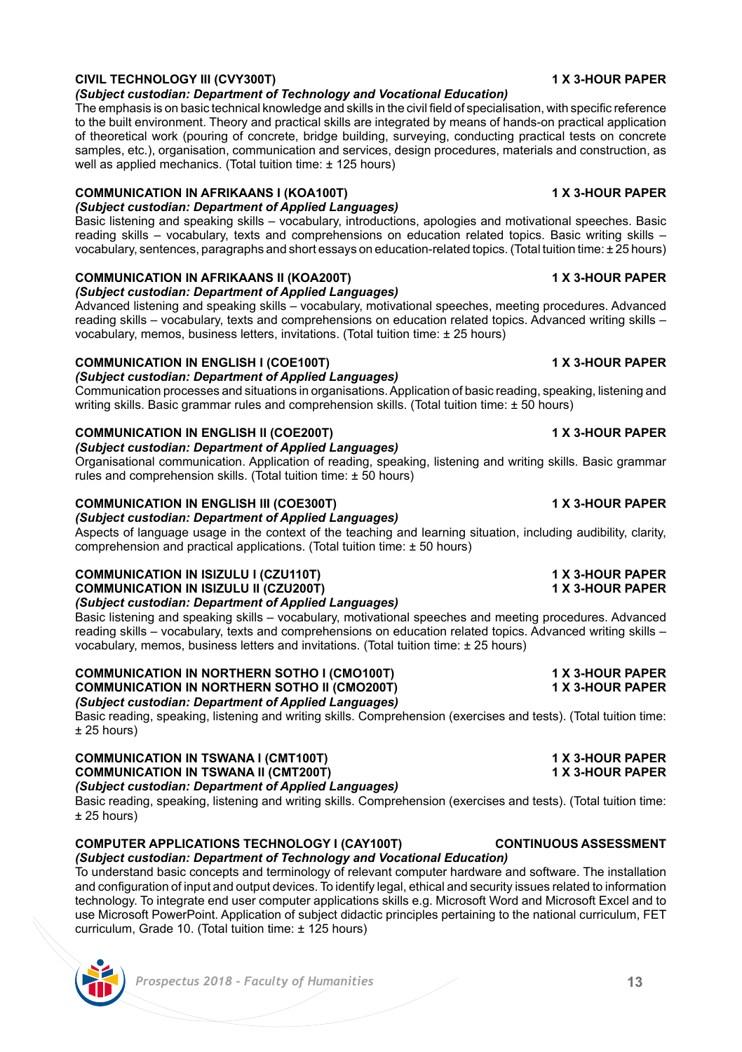**CIVIL TECHNOLOGY III (CVY300T)** **1 X 3-HOUR PAPER**

***(Subject custodian: Department of Technology and Vocational Education)***

The emphasis is on basic technical knowledge and skills in the civil field of specialisation, with specific reference to the built environment. Theory and practical skills are integrated by means of hands-on practical application of theoretical work (pouring of concrete, bridge building, surveying, conducting practical tests on concrete samples, etc.), organisation, communication and services, design procedures, materials and construction, as well as applied mechanics. (Total tuition time: ± 125 hours)

**COMMUNICATION IN AFRIKAANS I (KOA100T)** **1 X 3-HOUR PAPER**

***(Subject custodian: Department of Applied Languages)***

Basic listening and speaking skills – vocabulary, introductions, apologies and motivational speeches. Basic reading skills – vocabulary, texts and comprehensions on education related topics. Basic writing skills – vocabulary, sentences, paragraphs and short essays on education-related topics. (Total tuition time: ± 25 hours)

**COMMUNICATION IN AFRIKAANS II (KOA200T)** **1 X 3-HOUR PAPER**

***(Subject custodian: Department of Applied Languages)***

Advanced listening and speaking skills – vocabulary, motivational speeches, meeting procedures. Advanced reading skills – vocabulary, texts and comprehensions on education related topics. Advanced writing skills – vocabulary, memos, business letters, invitations. (Total tuition time: ± 25 hours)

**COMMUNICATION IN ENGLISH I (COE100T)** **1 X 3-HOUR PAPER**

***(Subject custodian: Department of Applied Languages)***

Communication processes and situations in organisations. Application of basic reading, speaking, listening and writing skills. Basic grammar rules and comprehension skills. (Total tuition time: ± 50 hours)

**COMMUNICATION IN ENGLISH II (COE200T)** **1 X 3-HOUR PAPER**

***(Subject custodian: Department of Applied Languages)***

Organisational communication. Application of reading, speaking, listening and writing skills. Basic grammar rules and comprehension skills. (Total tuition time: ± 50 hours)

**COMMUNICATION IN ENGLISH III (COE300T)** **1 X 3-HOUR PAPER**

***(Subject custodian: Department of Applied Languages)***

Aspects of language usage in the context of the teaching and learning situation, including audibility, clarity, comprehension and practical applications. (Total tuition time: ± 50 hours)

**COMMUNICATION IN ISIZULU I (CZU110T)** **1 X 3-HOUR PAPER**
**COMMUNICATION IN ISIZULU II (CZU200T)** **1 X 3-HOUR PAPER**

***(Subject custodian: Department of Applied Languages)***

Basic listening and speaking skills – vocabulary, motivational speeches and meeting procedures. Advanced reading skills – vocabulary, texts and comprehensions on education related topics. Advanced writing skills – vocabulary, memos, business letters and invitations. (Total tuition time: ± 25 hours)

**COMMUNICATION IN NORTHERN SOTHO I (CMO100T)** **1 X 3-HOUR PAPER**
**COMMUNICATION IN NORTHERN SOTHO II (CMO200T)** **1 X 3-HOUR PAPER**

***(Subject custodian: Department of Applied Languages)***

Basic reading, speaking, listening and writing skills. Comprehension (exercises and tests). (Total tuition time: ± 25 hours)

**COMMUNICATION IN TSWANA I (CMT100T)** **1 X 3-HOUR PAPER**
**COMMUNICATION IN TSWANA II (CMT200T)** **1 X 3-HOUR PAPER**

***(Subject custodian: Department of Applied Languages)***

Basic reading, speaking, listening and writing skills. Comprehension (exercises and tests). (Total tuition time: ± 25 hours)

**COMPUTER APPLICATIONS TECHNOLOGY I (CAY100T)** **CONTINUOUS ASSESSMENT**

***(Subject custodian: Department of Technology and Vocational Education)***

To understand basic concepts and terminology of relevant computer hardware and software. The installation and configuration of input and output devices. To identify legal, ethical and security issues related to information technology. To integrate end user computer applications skills e.g. Microsoft Word and Microsoft Excel and to use Microsoft PowerPoint. Application of subject didactic principles pertaining to the national curriculum, FET curriculum, Grade 10. (Total tuition time: ± 125 hours)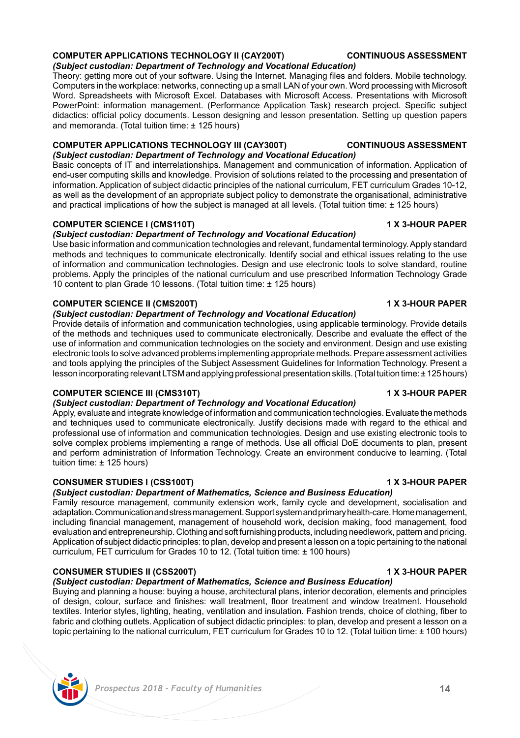**COMPUTER APPLICATIONS TECHNOLOGY II (CAY200T)** **CONTINUOUS ASSESSMENT**

***(Subject custodian: Department of Technology and Vocational Education)***

Theory: getting more out of your software. Using the Internet. Managing files and folders. Mobile technology. Computers in the workplace: networks, connecting up a small LAN of your own. Word processing with Microsoft Word. Spreadsheets with Microsoft Excel. Databases with Microsoft Access. Presentations with Microsoft PowerPoint: information management. (Performance Application Task) research project. Specific subject didactics: official policy documents. Lesson designing and lesson presentation. Setting up question papers and memoranda. (Total tuition time: ± 125 hours)

**COMPUTER APPLICATIONS TECHNOLOGY III (CAY300T)** **CONTINUOUS ASSESSMENT**

***(Subject custodian: Department of Technology and Vocational Education)***

Basic concepts of IT and interrelationships. Management and communication of information. Application of end-user computing skills and knowledge. Provision of solutions related to the processing and presentation of information. Application of subject didactic principles of the national curriculum, FET curriculum Grades 10-12, as well as the development of an appropriate subject policy to demonstrate the organisational, administrative and practical implications of how the subject is managed at all levels. (Total tuition time: ± 125 hours)

**COMPUTER SCIENCE I (CMS110T)** **1 X 3-HOUR PAPER**

***(Subject custodian: Department of Technology and Vocational Education)***

Use basic information and communication technologies and relevant, fundamental terminology. Apply standard methods and techniques to communicate electronically. Identify social and ethical issues relating to the use of information and communication technologies. Design and use electronic tools to solve standard, routine problems. Apply the principles of the national curriculum and use prescribed Information Technology Grade 10 content to plan Grade 10 lessons. (Total tuition time: ± 125 hours)

**COMPUTER SCIENCE II (CMS200T)** **1 X 3-HOUR PAPER**

***(Subject custodian: Department of Technology and Vocational Education)***

Provide details of information and communication technologies, using applicable terminology. Provide details of the methods and techniques used to communicate electronically. Describe and evaluate the effect of the use of information and communication technologies on the society and environment. Design and use existing electronic tools to solve advanced problems implementing appropriate methods. Prepare assessment activities and tools applying the principles of the Subject Assessment Guidelines for Information Technology. Present a lesson incorporating relevant LTSM and applying professional presentation skills. (Total tuition time: ± 125 hours)

**COMPUTER SCIENCE III (CMS310T)** **1 X 3-HOUR PAPER**

***(Subject custodian: Department of Technology and Vocational Education)***

Apply, evaluate and integrate knowledge of information and communication technologies. Evaluate the methods and techniques used to communicate electronically. Justify decisions made with regard to the ethical and professional use of information and communication technologies. Design and use existing electronic tools to solve complex problems implementing a range of methods. Use all official DoE documents to plan, present and perform administration of Information Technology. Create an environment conducive to learning. (Total tuition time: ± 125 hours)

**CONSUMER STUDIES I (CSS100T)** **1 X 3-HOUR PAPER**

***(Subject custodian: Department of Mathematics, Science and Business Education)***

Family resource management, community extension work, family cycle and development, socialisation and adaptation. Communication and stress management. Support system and primary health-care. Home management, including financial management, management of household work, decision making, food management, food evaluation and entrepreneurship. Clothing and soft furnishing products, including needlework, pattern and pricing. Application of subject didactic principles: to plan, develop and present a lesson on a topic pertaining to the national curriculum, FET curriculum for Grades 10 to 12. (Total tuition time: ± 100 hours)

**CONSUMER STUDIES II (CSS200T)** **1 X 3-HOUR PAPER**

***(Subject custodian: Department of Mathematics, Science and Business Education)***

Buying and planning a house: buying a house, architectural plans, interior decoration, elements and principles of design, colour, surface and finishes: wall treatment, floor treatment and window treatment. Household textiles. Interior styles, lighting, heating, ventilation and insulation. Fashion trends, choice of clothing, fiber to fabric and clothing outlets. Application of subject didactic principles: to plan, develop and present a lesson on a topic pertaining to the national curriculum, FET curriculum for Grades 10 to 12. (Total tuition time: ± 100 hours)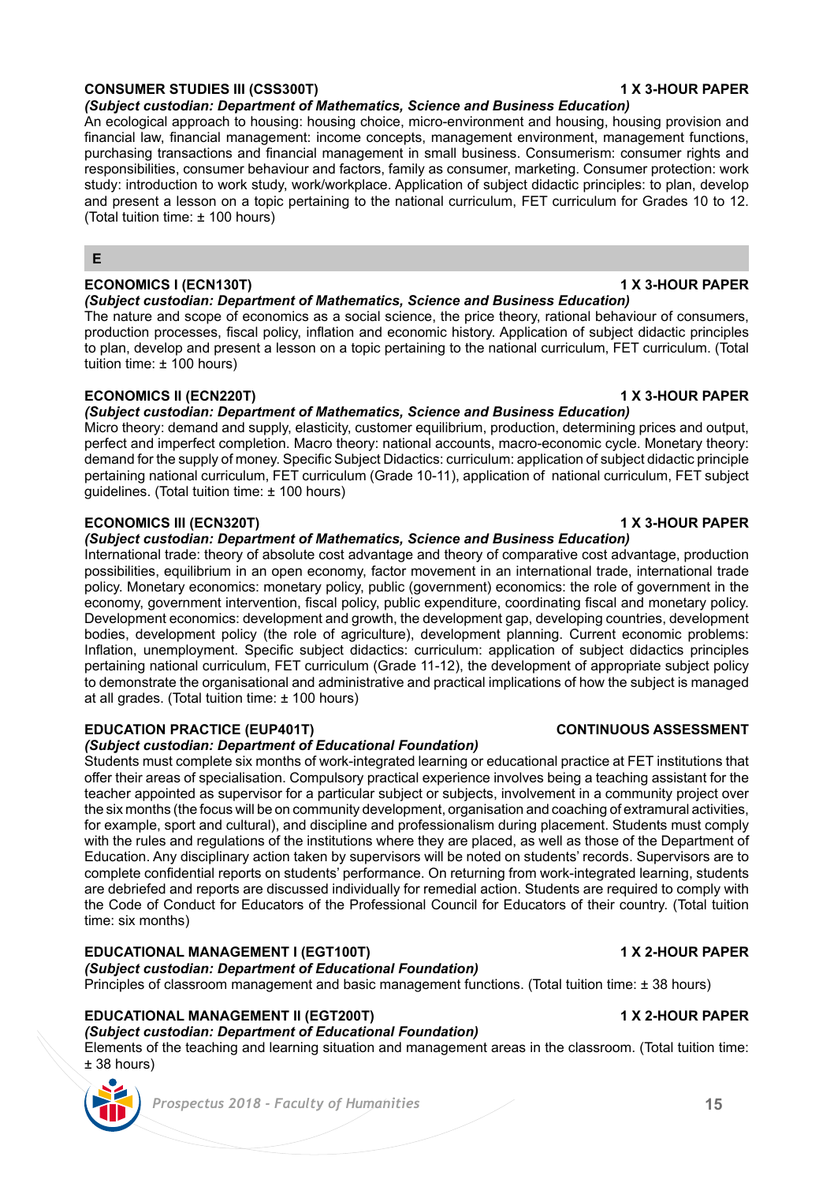**CONSUMER STUDIES III (CSS300T)** **1 X 3-HOUR PAPER**

***(Subject custodian: Department of Mathematics, Science and Business Education)***

An ecological approach to housing: housing choice, micro-environment and housing, housing provision and financial law, financial management: income concepts, management environment, management functions, purchasing transactions and financial management in small business. Consumerism: consumer rights and responsibilities, consumer behaviour and factors, family as consumer, marketing. Consumer protection: work study: introduction to work study, work/workplace. Application of subject didactic principles: to plan, develop and present a lesson on a topic pertaining to the national curriculum, FET curriculum for Grades 10 to 12. (Total tuition time: ± 100 hours)

## E

**ECONOMICS I (ECN130T)** **1 X 3-HOUR PAPER**

***(Subject custodian: Department of Mathematics, Science and Business Education)***

The nature and scope of economics as a social science, the price theory, rational behaviour of consumers, production processes, fiscal policy, inflation and economic history. Application of subject didactic principles to plan, develop and present a lesson on a topic pertaining to the national curriculum, FET curriculum. (Total tuition time: ± 100 hours)

**ECONOMICS II (ECN220T)** **1 X 3-HOUR PAPER**

***(Subject custodian: Department of Mathematics, Science and Business Education)***

Micro theory: demand and supply, elasticity, customer equilibrium, production, determining prices and output, perfect and imperfect completion. Macro theory: national accounts, macro-economic cycle. Monetary theory: demand for the supply of money. Specific Subject Didactics: curriculum: application of subject didactic principle pertaining national curriculum, FET curriculum (Grade 10-11), application of national curriculum, FET subject guidelines. (Total tuition time: ± 100 hours)

**ECONOMICS III (ECN320T)** **1 X 3-HOUR PAPER**

***(Subject custodian: Department of Mathematics, Science and Business Education)***

International trade: theory of absolute cost advantage and theory of comparative cost advantage, production possibilities, equilibrium in an open economy, factor movement in an international trade, international trade policy. Monetary economics: monetary policy, public (government) economics: the role of government in the economy, government intervention, fiscal policy, public expenditure, coordinating fiscal and monetary policy. Development economics: development and growth, the development gap, developing countries, development bodies, development policy (the role of agriculture), development planning. Current economic problems: Inflation, unemployment. Specific subject didactics: curriculum: application of subject didactics principles pertaining national curriculum, FET curriculum (Grade 11-12), the development of appropriate subject policy to demonstrate the organisational and administrative and practical implications of how the subject is managed at all grades. (Total tuition time: ± 100 hours)

**EDUCATION PRACTICE (EUP401T)** **CONTINUOUS ASSESSMENT**

***(Subject custodian: Department of Educational Foundation)***

Students must complete six months of work-integrated learning or educational practice at FET institutions that offer their areas of specialisation. Compulsory practical experience involves being a teaching assistant for the teacher appointed as supervisor for a particular subject or subjects, involvement in a community project over the six months (the focus will be on community development, organisation and coaching of extramural activities, for example, sport and cultural), and discipline and professionalism during placement. Students must comply with the rules and regulations of the institutions where they are placed, as well as those of the Department of Education. Any disciplinary action taken by supervisors will be noted on students' records. Supervisors are to complete confidential reports on students' performance. On returning from work-integrated learning, students are debriefed and reports are discussed individually for remedial action. Students are required to comply with the Code of Conduct for Educators of the Professional Council for Educators of their country. (Total tuition time: six months)

**EDUCATIONAL MANAGEMENT I (EGT100T)** **1 X 2-HOUR PAPER**

***(Subject custodian: Department of Educational Foundation)***

Principles of classroom management and basic management functions. (Total tuition time: ± 38 hours)

**EDUCATIONAL MANAGEMENT II (EGT200T)** **1 X 2-HOUR PAPER**

***(Subject custodian: Department of Educational Foundation)***

Elements of the teaching and learning situation and management areas in the classroom. (Total tuition time: ± 38 hours)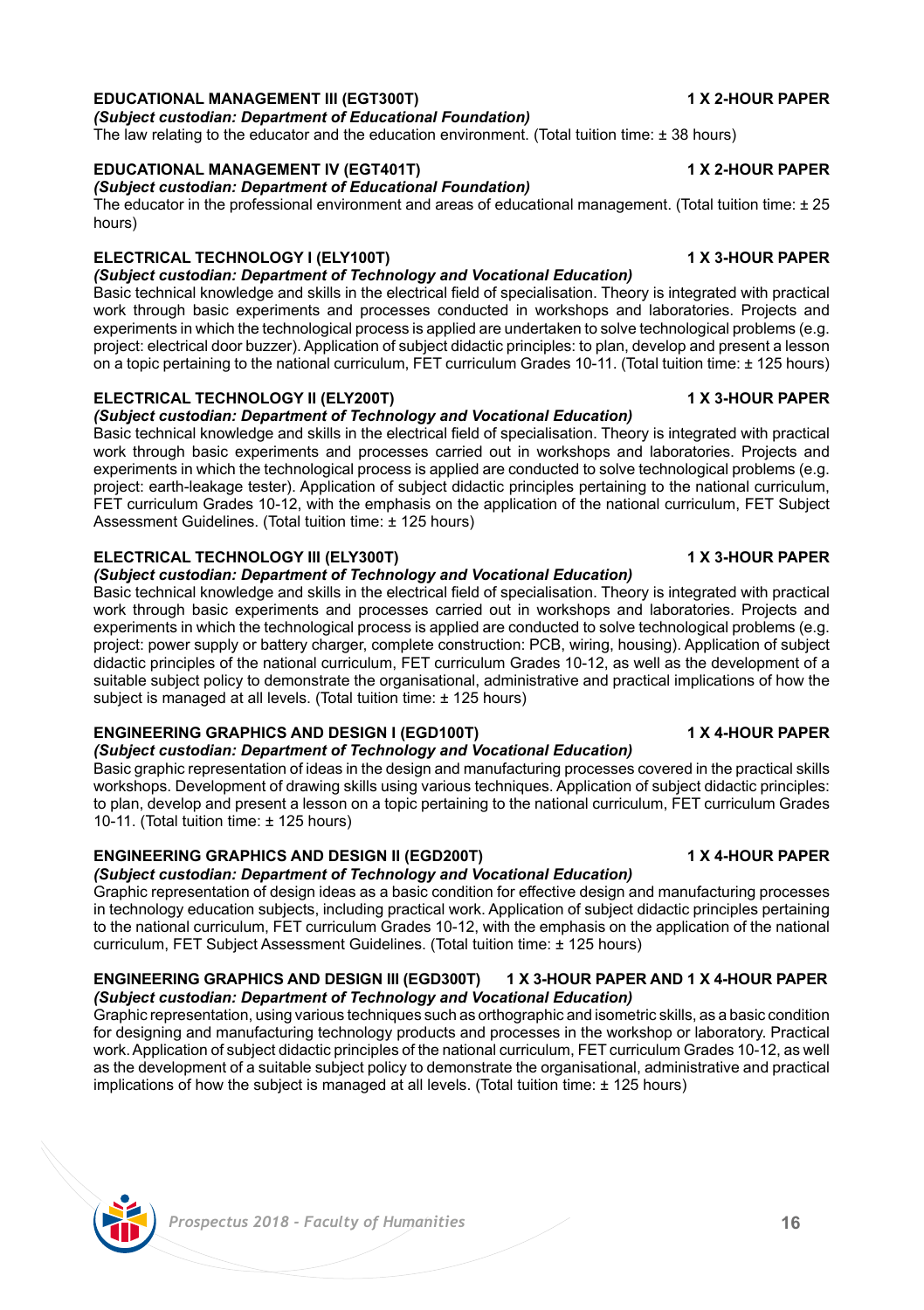### EDUCATIONAL MANAGEMENT III (EGT300T) 1 X 2-HOUR PAPER

***(Subject custodian: Department of Educational Foundation)***

The law relating to the educator and the education environment. (Total tuition time: ± 38 hours)

### EDUCATIONAL MANAGEMENT IV (EGT401T) 1 X 2-HOUR PAPER

***(Subject custodian: Department of Educational Foundation)***

The educator in the professional environment and areas of educational management. (Total tuition time: ± 25 hours)

### ELECTRICAL TECHNOLOGY I (ELY100T) 1 X 3-HOUR PAPER

***(Subject custodian: Department of Technology and Vocational Education)***

Basic technical knowledge and skills in the electrical field of specialisation. Theory is integrated with practical work through basic experiments and processes conducted in workshops and laboratories. Projects and experiments in which the technological process is applied are undertaken to solve technological problems (e.g. project: electrical door buzzer). Application of subject didactic principles: to plan, develop and present a lesson on a topic pertaining to the national curriculum, FET curriculum Grades 10-11. (Total tuition time: ± 125 hours)

### ELECTRICAL TECHNOLOGY II (ELY200T) 1 X 3-HOUR PAPER

***(Subject custodian: Department of Technology and Vocational Education)***

Basic technical knowledge and skills in the electrical field of specialisation. Theory is integrated with practical work through basic experiments and processes carried out in workshops and laboratories. Projects and experiments in which the technological process is applied are conducted to solve technological problems (e.g. project: earth-leakage tester). Application of subject didactic principles pertaining to the national curriculum, FET curriculum Grades 10-12, with the emphasis on the application of the national curriculum, FET Subject Assessment Guidelines. (Total tuition time: ± 125 hours)

### ELECTRICAL TECHNOLOGY III (ELY300T) 1 X 3-HOUR PAPER

***(Subject custodian: Department of Technology and Vocational Education)***

Basic technical knowledge and skills in the electrical field of specialisation. Theory is integrated with practical work through basic experiments and processes carried out in workshops and laboratories. Projects and experiments in which the technological process is applied are conducted to solve technological problems (e.g. project: power supply or battery charger, complete construction: PCB, wiring, housing). Application of subject didactic principles of the national curriculum, FET curriculum Grades 10-12, as well as the development of a suitable subject policy to demonstrate the organisational, administrative and practical implications of how the subject is managed at all levels. (Total tuition time: ± 125 hours)

### ENGINEERING GRAPHICS AND DESIGN I (EGD100T) 1 X 4-HOUR PAPER

***(Subject custodian: Department of Technology and Vocational Education)***

Basic graphic representation of ideas in the design and manufacturing processes covered in the practical skills workshops. Development of drawing skills using various techniques. Application of subject didactic principles: to plan, develop and present a lesson on a topic pertaining to the national curriculum, FET curriculum Grades 10-11. (Total tuition time: ± 125 hours)

### ENGINEERING GRAPHICS AND DESIGN II (EGD200T) 1 X 4-HOUR PAPER

***(Subject custodian: Department of Technology and Vocational Education)***

Graphic representation of design ideas as a basic condition for effective design and manufacturing processes in technology education subjects, including practical work. Application of subject didactic principles pertaining to the national curriculum, FET curriculum Grades 10-12, with the emphasis on the application of the national curriculum, FET Subject Assessment Guidelines. (Total tuition time: ± 125 hours)

### ENGINEERING GRAPHICS AND DESIGN III (EGD300T) 1 X 3-HOUR PAPER AND 1 X 4-HOUR PAPER

***(Subject custodian: Department of Technology and Vocational Education)***

Graphic representation, using various techniques such as orthographic and isometric skills, as a basic condition for designing and manufacturing technology products and processes in the workshop or laboratory. Practical work. Application of subject didactic principles of the national curriculum, FET curriculum Grades 10-12, as well as the development of a suitable subject policy to demonstrate the organisational, administrative and practical implications of how the subject is managed at all levels. (Total tuition time: ± 125 hours)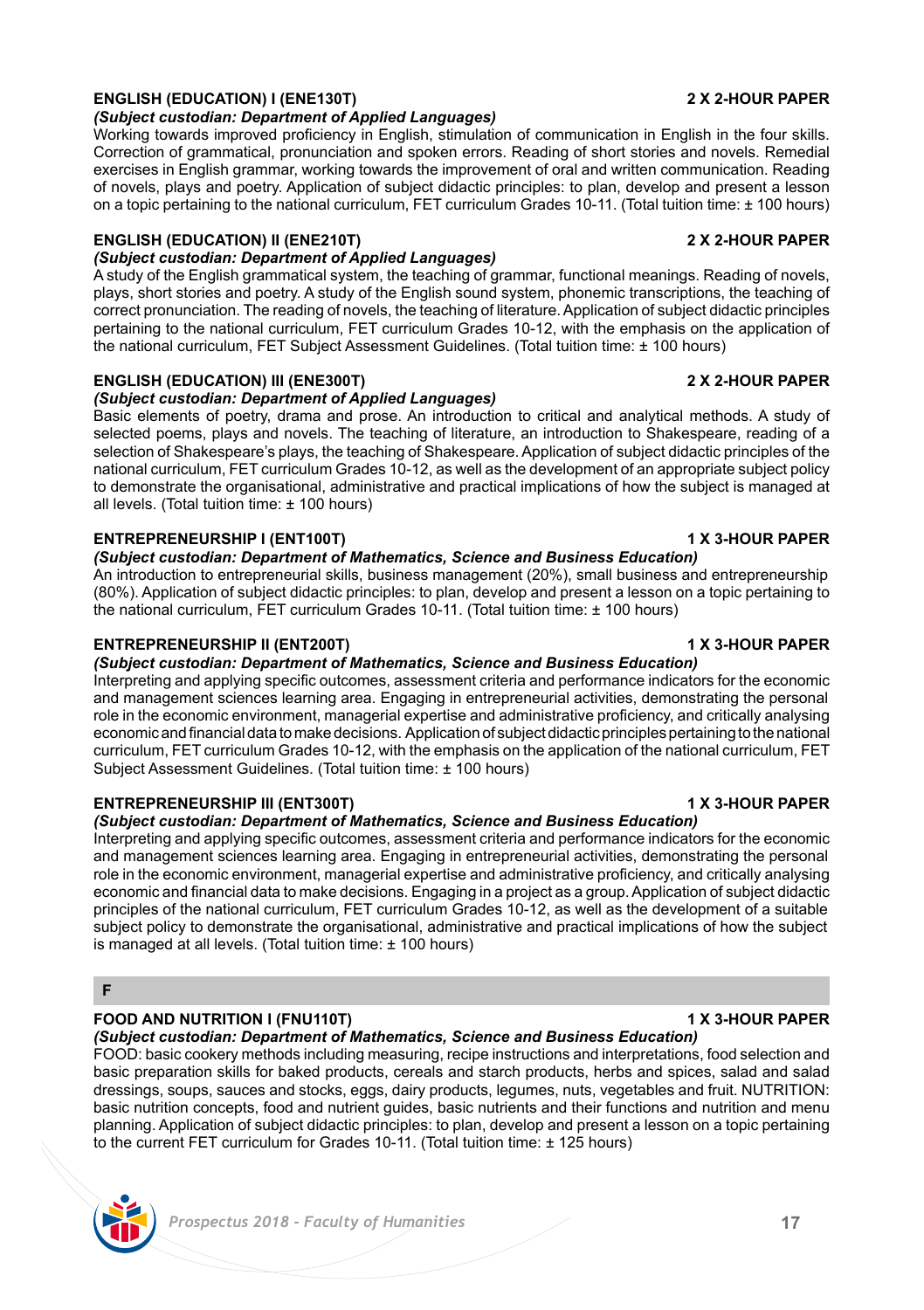**ENGLISH (EDUCATION) I (ENE130T)** **2 X 2-HOUR PAPER**

***(Subject custodian: Department of Applied Languages)***

Working towards improved proficiency in English, stimulation of communication in English in the four skills. Correction of grammatical, pronunciation and spoken errors. Reading of short stories and novels. Remedial exercises in English grammar, working towards the improvement of oral and written communication. Reading of novels, plays and poetry. Application of subject didactic principles: to plan, develop and present a lesson on a topic pertaining to the national curriculum, FET curriculum Grades 10-11. (Total tuition time: ± 100 hours)

**ENGLISH (EDUCATION) II (ENE210T)** **2 X 2-HOUR PAPER**

***(Subject custodian: Department of Applied Languages)***

A study of the English grammatical system, the teaching of grammar, functional meanings. Reading of novels, plays, short stories and poetry. A study of the English sound system, phonemic transcriptions, the teaching of correct pronunciation. The reading of novels, the teaching of literature. Application of subject didactic principles pertaining to the national curriculum, FET curriculum Grades 10-12, with the emphasis on the application of the national curriculum, FET Subject Assessment Guidelines. (Total tuition time: ± 100 hours)

**ENGLISH (EDUCATION) III (ENE300T)** **2 X 2-HOUR PAPER**

***(Subject custodian: Department of Applied Languages)***

Basic elements of poetry, drama and prose. An introduction to critical and analytical methods. A study of selected poems, plays and novels. The teaching of literature, an introduction to Shakespeare, reading of a selection of Shakespeare's plays, the teaching of Shakespeare. Application of subject didactic principles of the national curriculum, FET curriculum Grades 10-12, as well as the development of an appropriate subject policy to demonstrate the organisational, administrative and practical implications of how the subject is managed at all levels. (Total tuition time: ± 100 hours)

**ENTREPRENEURSHIP I (ENT100T)** **1 X 3-HOUR PAPER**

***(Subject custodian: Department of Mathematics, Science and Business Education)***

An introduction to entrepreneurial skills, business management (20%), small business and entrepreneurship (80%). Application of subject didactic principles: to plan, develop and present a lesson on a topic pertaining to the national curriculum, FET curriculum Grades 10-11. (Total tuition time: ± 100 hours)

**ENTREPRENEURSHIP II (ENT200T)** **1 X 3-HOUR PAPER**

***(Subject custodian: Department of Mathematics, Science and Business Education)***

Interpreting and applying specific outcomes, assessment criteria and performance indicators for the economic and management sciences learning area. Engaging in entrepreneurial activities, demonstrating the personal role in the economic environment, managerial expertise and administrative proficiency, and critically analysing economic and financial data to make decisions. Application of subject didactic principles pertaining to the national curriculum, FET curriculum Grades 10-12, with the emphasis on the application of the national curriculum, FET Subject Assessment Guidelines. (Total tuition time: ± 100 hours)

**ENTREPRENEURSHIP III (ENT300T)** **1 X 3-HOUR PAPER**

***(Subject custodian: Department of Mathematics, Science and Business Education)***

Interpreting and applying specific outcomes, assessment criteria and performance indicators for the economic and management sciences learning area. Engaging in entrepreneurial activities, demonstrating the personal role in the economic environment, managerial expertise and administrative proficiency, and critically analysing economic and financial data to make decisions. Engaging in a project as a group. Application of subject didactic principles of the national curriculum, FET curriculum Grades 10-12, as well as the development of a suitable subject policy to demonstrate the organisational, administrative and practical implications of how the subject is managed at all levels. (Total tuition time: ± 100 hours)

## F

**FOOD AND NUTRITION I (FNU110T)** **1 X 3-HOUR PAPER**

***(Subject custodian: Department of Mathematics, Science and Business Education)***

FOOD: basic cookery methods including measuring, recipe instructions and interpretations, food selection and basic preparation skills for baked products, cereals and starch products, herbs and spices, salad and salad dressings, soups, sauces and stocks, eggs, dairy products, legumes, nuts, vegetables and fruit. NUTRITION: basic nutrition concepts, food and nutrient guides, basic nutrients and their functions and nutrition and menu planning. Application of subject didactic principles: to plan, develop and present a lesson on a topic pertaining to the current FET curriculum for Grades 10-11. (Total tuition time: ± 125 hours)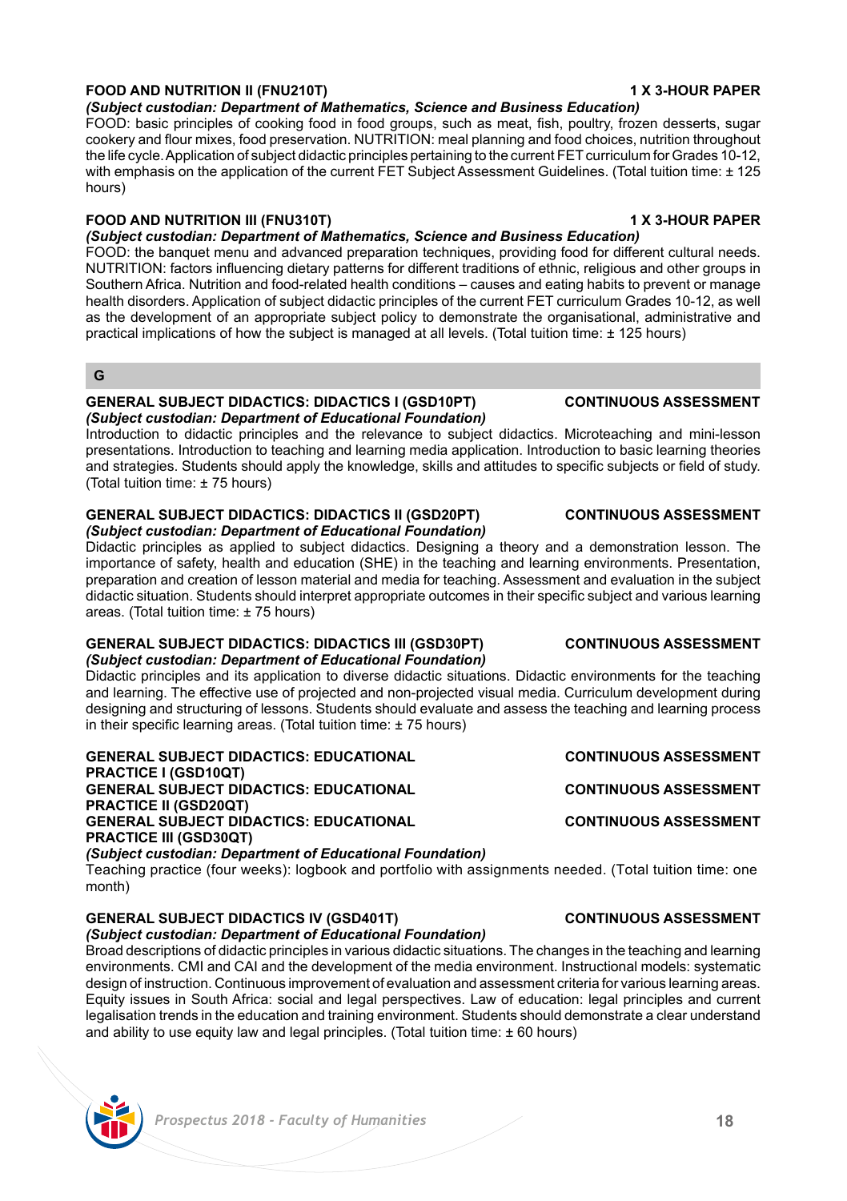**FOOD AND NUTRITION II (FNU210T)** **1 X 3-HOUR PAPER**
***(Subject custodian: Department of Mathematics, Science and Business Education)***
FOOD: basic principles of cooking food in food groups, such as meat, fish, poultry, frozen desserts, sugar cookery and flour mixes, food preservation. NUTRITION: meal planning and food choices, nutrition throughout the life cycle. Application of subject didactic principles pertaining to the current FET curriculum for Grades 10-12, with emphasis on the application of the current FET Subject Assessment Guidelines. (Total tuition time: ± 125 hours)

**FOOD AND NUTRITION III (FNU310T)** **1 X 3-HOUR PAPER**
***(Subject custodian: Department of Mathematics, Science and Business Education)***
FOOD: the banquet menu and advanced preparation techniques, providing food for different cultural needs. NUTRITION: factors influencing dietary patterns for different traditions of ethnic, religious and other groups in Southern Africa. Nutrition and food-related health conditions – causes and eating habits to prevent or manage health disorders. Application of subject didactic principles of the current FET curriculum Grades 10-12, as well as the development of an appropriate subject policy to demonstrate the organisational, administrative and practical implications of how the subject is managed at all levels. (Total tuition time: ± 125 hours)

## G

**GENERAL SUBJECT DIDACTICS: DIDACTICS I (GSD10PT)** **CONTINUOUS ASSESSMENT**
***(Subject custodian: Department of Educational Foundation)***
Introduction to didactic principles and the relevance to subject didactics. Microteaching and mini-lesson presentations. Introduction to teaching and learning media application. Introduction to basic learning theories and strategies. Students should apply the knowledge, skills and attitudes to specific subjects or field of study. (Total tuition time: ± 75 hours)

**GENERAL SUBJECT DIDACTICS: DIDACTICS II (GSD20PT)** **CONTINUOUS ASSESSMENT**
***(Subject custodian: Department of Educational Foundation)***
Didactic principles as applied to subject didactics. Designing a theory and a demonstration lesson. The importance of safety, health and education (SHE) in the teaching and learning environments. Presentation, preparation and creation of lesson material and media for teaching. Assessment and evaluation in the subject didactic situation. Students should interpret appropriate outcomes in their specific subject and various learning areas. (Total tuition time: ± 75 hours)

**GENERAL SUBJECT DIDACTICS: DIDACTICS III (GSD30PT)** **CONTINUOUS ASSESSMENT**
***(Subject custodian: Department of Educational Foundation)***
Didactic principles and its application to diverse didactic situations. Didactic environments for the teaching and learning. The effective use of projected and non-projected visual media. Curriculum development during designing and structuring of lessons. Students should evaluate and assess the teaching and learning process in their specific learning areas. (Total tuition time: ± 75 hours)

**GENERAL SUBJECT DIDACTICS: EDUCATIONAL PRACTICE I (GSD10QT)** **CONTINUOUS ASSESSMENT**
**GENERAL SUBJECT DIDACTICS: EDUCATIONAL PRACTICE II (GSD20QT)** **CONTINUOUS ASSESSMENT**
**GENERAL SUBJECT DIDACTICS: EDUCATIONAL PRACTICE III (GSD30QT)** **CONTINUOUS ASSESSMENT**
***(Subject custodian: Department of Educational Foundation)***
Teaching practice (four weeks): logbook and portfolio with assignments needed. (Total tuition time: one month)

**GENERAL SUBJECT DIDACTICS IV (GSD401T)** **CONTINUOUS ASSESSMENT**
***(Subject custodian: Department of Educational Foundation)***
Broad descriptions of didactic principles in various didactic situations. The changes in the teaching and learning environments. CMI and CAI and the development of the media environment. Instructional models: systematic design of instruction. Continuous improvement of evaluation and assessment criteria for various learning areas. Equity issues in South Africa: social and legal perspectives. Law of education: legal principles and current legalisation trends in the education and training environment. Students should demonstrate a clear understand and ability to use equity law and legal principles. (Total tuition time: ± 60 hours)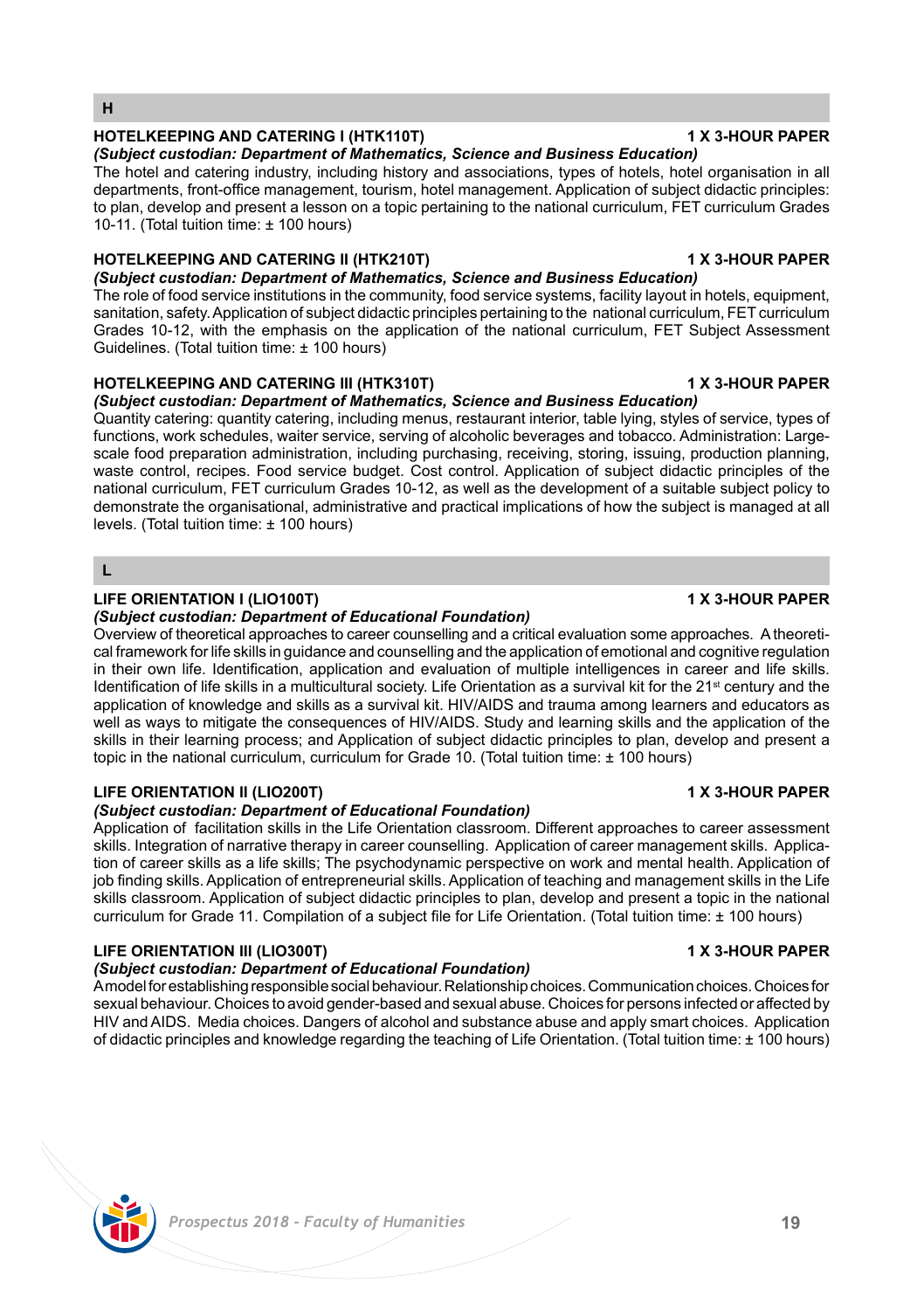## H

### HOTELKEEPING AND CATERING I (HTK110T) — 1 X 3-HOUR PAPER

***(Subject custodian: Department of Mathematics, Science and Business Education)***

The hotel and catering industry, including history and associations, types of hotels, hotel organisation in all departments, front-office management, tourism, hotel management. Application of subject didactic principles: to plan, develop and present a lesson on a topic pertaining to the national curriculum, FET curriculum Grades 10-11. (Total tuition time: ± 100 hours)

### HOTELKEEPING AND CATERING II (HTK210T) — 1 X 3-HOUR PAPER

***(Subject custodian: Department of Mathematics, Science and Business Education)***

The role of food service institutions in the community, food service systems, facility layout in hotels, equipment, sanitation, safety. Application of subject didactic principles pertaining to the national curriculum, FET curriculum Grades 10-12, with the emphasis on the application of the national curriculum, FET Subject Assessment Guidelines. (Total tuition time: ± 100 hours)

### HOTELKEEPING AND CATERING III (HTK310T) — 1 X 3-HOUR PAPER

***(Subject custodian: Department of Mathematics, Science and Business Education)***

Quantity catering: quantity catering, including menus, restaurant interior, table lying, styles of service, types of functions, work schedules, waiter service, serving of alcoholic beverages and tobacco. Administration: Large-scale food preparation administration, including purchasing, receiving, storing, issuing, production planning, waste control, recipes. Food service budget. Cost control. Application of subject didactic principles of the national curriculum, FET curriculum Grades 10-12, as well as the development of a suitable subject policy to demonstrate the organisational, administrative and practical implications of how the subject is managed at all levels. (Total tuition time: ± 100 hours)

## L

### LIFE ORIENTATION I (LIO100T) — 1 X 3-HOUR PAPER

***(Subject custodian: Department of Educational Foundation)***

Overview of theoretical approaches to career counselling and a critical evaluation some approaches. A theoretical framework for life skills in guidance and counselling and the application of emotional and cognitive regulation in their own life. Identification, application and evaluation of multiple intelligences in career and life skills. Identification of life skills in a multicultural society. Life Orientation as a survival kit for the 21st century and the application of knowledge and skills as a survival kit. HIV/AIDS and trauma among learners and educators as well as ways to mitigate the consequences of HIV/AIDS. Study and learning skills and the application of the skills in their learning process; and Application of subject didactic principles to plan, develop and present a topic in the national curriculum, curriculum for Grade 10. (Total tuition time: ± 100 hours)

### LIFE ORIENTATION II (LIO200T) — 1 X 3-HOUR PAPER

***(Subject custodian: Department of Educational Foundation)***

Application of facilitation skills in the Life Orientation classroom. Different approaches to career assessment skills. Integration of narrative therapy in career counselling. Application of career management skills. Application of career skills as a life skills; The psychodynamic perspective on work and mental health. Application of job finding skills. Application of entrepreneurial skills. Application of teaching and management skills in the Life skills classroom. Application of subject didactic principles to plan, develop and present a topic in the national curriculum for Grade 11. Compilation of a subject file for Life Orientation. (Total tuition time: ± 100 hours)

### LIFE ORIENTATION III (LIO300T) — 1 X 3-HOUR PAPER

***(Subject custodian: Department of Educational Foundation)***

A model for establishing responsible social behaviour. Relationship choices. Communication choices. Choices for sexual behaviour. Choices to avoid gender-based and sexual abuse. Choices for persons infected or affected by HIV and AIDS. Media choices. Dangers of alcohol and substance abuse and apply smart choices. Application of didactic principles and knowledge regarding the teaching of Life Orientation. (Total tuition time: ± 100 hours)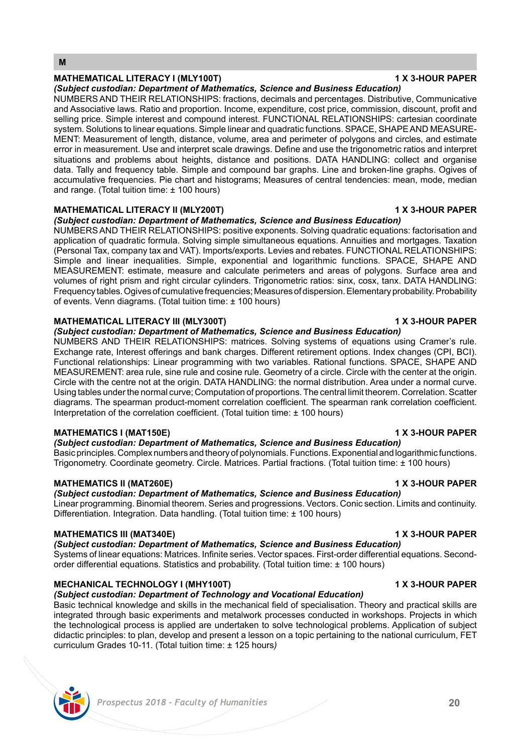## M

### MATHEMATICAL LITERACY I (MLY100T) — 1 X 3-HOUR PAPER

***(Subject custodian: Department of Mathematics, Science and Business Education)***

NUMBERS AND THEIR RELATIONSHIPS: fractions, decimals and percentages. Distributive, Communicative and Associative laws. Ratio and proportion. Income, expenditure, cost price, commission, discount, profit and selling price. Simple interest and compound interest. FUNCTIONAL RELATIONSHIPS: cartesian coordinate system. Solutions to linear equations. Simple linear and quadratic functions. SPACE, SHAPE AND MEASUREMENT: Measurement of length, distance, volume, area and perimeter of polygons and circles, and estimate error in measurement. Use and interpret scale drawings. Define and use the trigonometric ratios and interpret situations and problems about heights, distance and positions. DATA HANDLING: collect and organise data. Tally and frequency table. Simple and compound bar graphs. Line and broken-line graphs. Ogives of accumulative frequencies. Pie chart and histograms; Measures of central tendencies: mean, mode, median and range. (Total tuition time: ± 100 hours)

### MATHEMATICAL LITERACY II (MLY200T) — 1 X 3-HOUR PAPER

***(Subject custodian: Department of Mathematics, Science and Business Education)***

NUMBERS AND THEIR RELATIONSHIPS: positive exponents. Solving quadratic equations: factorisation and application of quadratic formula. Solving simple simultaneous equations. Annuities and mortgages. Taxation (Personal Tax, company tax and VAT). Imports/exports. Levies and rebates. FUNCTIONAL RELATIONSHIPS: Simple and linear inequalities. Simple, exponential and logarithmic functions. SPACE, SHAPE AND MEASUREMENT: estimate, measure and calculate perimeters and areas of polygons. Surface area and volumes of right prism and right circular cylinders. Trigonometric ratios: sinx, cosx, tanx. DATA HANDLING: Frequency tables. Ogives of cumulative frequencies; Measures of dispersion. Elementary probability. Probability of events. Venn diagrams. (Total tuition time: ± 100 hours)

### MATHEMATICAL LITERACY III (MLY300T) — 1 X 3-HOUR PAPER

***(Subject custodian: Department of Mathematics, Science and Business Education)***

NUMBERS AND THEIR RELATIONSHIPS: matrices. Solving systems of equations using Cramer's rule. Exchange rate, Interest offerings and bank charges. Different retirement options. Index changes (CPI, BCI). Functional relationships: Linear programming with two variables. Rational functions. SPACE, SHAPE AND MEASUREMENT: area rule, sine rule and cosine rule. Geometry of a circle. Circle with the center at the origin. Circle with the centre not at the origin. DATA HANDLING: the normal distribution. Area under a normal curve. Using tables under the normal curve; Computation of proportions. The central limit theorem. Correlation. Scatter diagrams. The spearman product-moment correlation coefficient. The spearman rank correlation coefficient. Interpretation of the correlation coefficient. (Total tuition time: ± 100 hours)

### MATHEMATICS I (MAT150E) — 1 X 3-HOUR PAPER

***(Subject custodian: Department of Mathematics, Science and Business Education)***

Basic principles. Complex numbers and theory of polynomials. Functions. Exponential and logarithmic functions. Trigonometry. Coordinate geometry. Circle. Matrices. Partial fractions. (Total tuition time: ± 100 hours)

### MATHEMATICS II (MAT260E) — 1 X 3-HOUR PAPER

***(Subject custodian: Department of Mathematics, Science and Business Education)***

Linear programming. Binomial theorem. Series and progressions. Vectors. Conic section. Limits and continuity. Differentiation. Integration. Data handling. (Total tuition time: ± 100 hours)

### MATHEMATICS III (MAT340E) — 1 X 3-HOUR PAPER

***(Subject custodian: Department of Mathematics, Science and Business Education)***

Systems of linear equations: Matrices. Infinite series. Vector spaces. First-order differential equations. Second-order differential equations. Statistics and probability. (Total tuition time: ± 100 hours)

### MECHANICAL TECHNOLOGY I (MHY100T) — 1 X 3-HOUR PAPER

***(Subject custodian: Department of Technology and Vocational Education)***

Basic technical knowledge and skills in the mechanical field of specialisation. Theory and practical skills are integrated through basic experiments and metalwork processes conducted in workshops. Projects in which the technological process is applied are undertaken to solve technological problems. Application of subject didactic principles: to plan, develop and present a lesson on a topic pertaining to the national curriculum, FET curriculum Grades 10-11. (Total tuition time: ± 125 hours)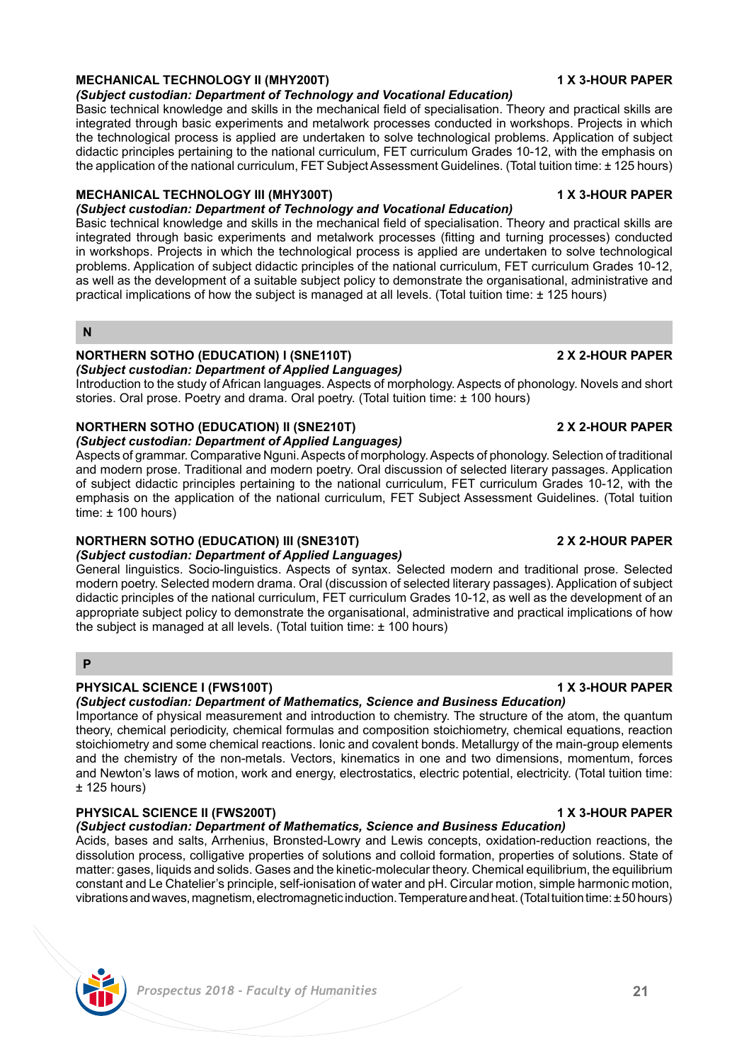**MECHANICAL TECHNOLOGY II (MHY200T)** **1 X 3-HOUR PAPER**

***(Subject custodian: Department of Technology and Vocational Education)***

Basic technical knowledge and skills in the mechanical field of specialisation. Theory and practical skills are integrated through basic experiments and metalwork processes conducted in workshops. Projects in which the technological process is applied are undertaken to solve technological problems. Application of subject didactic principles pertaining to the national curriculum, FET curriculum Grades 10-12, with the emphasis on the application of the national curriculum, FET Subject Assessment Guidelines. (Total tuition time: ± 125 hours)

**MECHANICAL TECHNOLOGY III (MHY300T)** **1 X 3-HOUR PAPER**

***(Subject custodian: Department of Technology and Vocational Education)***

Basic technical knowledge and skills in the mechanical field of specialisation. Theory and practical skills are integrated through basic experiments and metalwork processes (fitting and turning processes) conducted in workshops. Projects in which the technological process is applied are undertaken to solve technological problems. Application of subject didactic principles of the national curriculum, FET curriculum Grades 10-12, as well as the development of a suitable subject policy to demonstrate the organisational, administrative and practical implications of how the subject is managed at all levels. (Total tuition time: ± 125 hours)

## N

**NORTHERN SOTHO (EDUCATION) I (SNE110T)** **2 X 2-HOUR PAPER**

***(Subject custodian: Department of Applied Languages)***

Introduction to the study of African languages. Aspects of morphology. Aspects of phonology. Novels and short stories. Oral prose. Poetry and drama. Oral poetry. (Total tuition time: ± 100 hours)

**NORTHERN SOTHO (EDUCATION) II (SNE210T)** **2 X 2-HOUR PAPER**

***(Subject custodian: Department of Applied Languages)***

Aspects of grammar. Comparative Nguni. Aspects of morphology. Aspects of phonology. Selection of traditional and modern prose. Traditional and modern poetry. Oral discussion of selected literary passages. Application of subject didactic principles pertaining to the national curriculum, FET curriculum Grades 10-12, with the emphasis on the application of the national curriculum, FET Subject Assessment Guidelines. (Total tuition time: ± 100 hours)

**NORTHERN SOTHO (EDUCATION) III (SNE310T)** **2 X 2-HOUR PAPER**

***(Subject custodian: Department of Applied Languages)***

General linguistics. Socio-linguistics. Aspects of syntax. Selected modern and traditional prose. Selected modern poetry. Selected modern drama. Oral (discussion of selected literary passages). Application of subject didactic principles of the national curriculum, FET curriculum Grades 10-12, as well as the development of an appropriate subject policy to demonstrate the organisational, administrative and practical implications of how the subject is managed at all levels. (Total tuition time: ± 100 hours)

## P

**PHYSICAL SCIENCE I (FWS100T)** **1 X 3-HOUR PAPER**

***(Subject custodian: Department of Mathematics, Science and Business Education)***

Importance of physical measurement and introduction to chemistry. The structure of the atom, the quantum theory, chemical periodicity, chemical formulas and composition stoichiometry, chemical equations, reaction stoichiometry and some chemical reactions. Ionic and covalent bonds. Metallurgy of the main-group elements and the chemistry of the non-metals. Vectors, kinematics in one and two dimensions, momentum, forces and Newton's laws of motion, work and energy, electrostatics, electric potential, electricity. (Total tuition time: ± 125 hours)

**PHYSICAL SCIENCE II (FWS200T)** **1 X 3-HOUR PAPER**

***(Subject custodian: Department of Mathematics, Science and Business Education)***

Acids, bases and salts, Arrhenius, Bronsted-Lowry and Lewis concepts, oxidation-reduction reactions, the dissolution process, colligative properties of solutions and colloid formation, properties of solutions. State of matter: gases, liquids and solids. Gases and the kinetic-molecular theory. Chemical equilibrium, the equilibrium constant and Le Chatelier's principle, self-ionisation of water and pH. Circular motion, simple harmonic motion, vibrations and waves, magnetism, electromagnetic induction. Temperature and heat. (Total tuition time: ± 50 hours)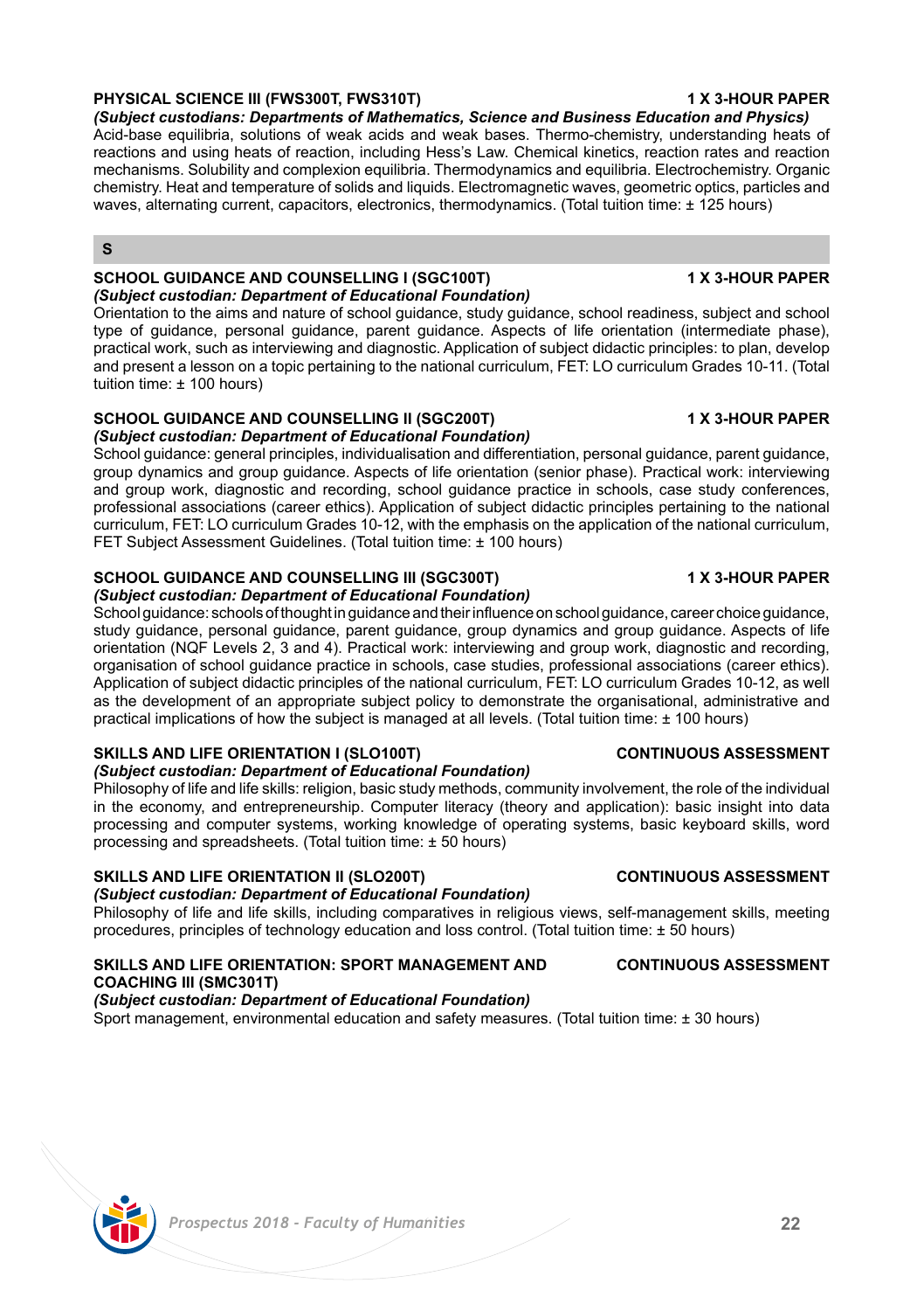**PHYSICAL SCIENCE III (FWS300T, FWS310T)** **1 X 3-HOUR PAPER**

***(Subject custodians: Departments of Mathematics, Science and Business Education and Physics)***

Acid-base equilibria, solutions of weak acids and weak bases. Thermo-chemistry, understanding heats of reactions and using heats of reaction, including Hess's Law. Chemical kinetics, reaction rates and reaction mechanisms. Solubility and complexion equilibria. Thermodynamics and equilibria. Electrochemistry. Organic chemistry. Heat and temperature of solids and liquids. Electromagnetic waves, geometric optics, particles and waves, alternating current, capacitors, electronics, thermodynamics. (Total tuition time: ± 125 hours)

## S

**SCHOOL GUIDANCE AND COUNSELLING I (SGC100T)** **1 X 3-HOUR PAPER**

***(Subject custodian: Department of Educational Foundation)***

Orientation to the aims and nature of school guidance, study guidance, school readiness, subject and school type of guidance, personal guidance, parent guidance. Aspects of life orientation (intermediate phase), practical work, such as interviewing and diagnostic. Application of subject didactic principles: to plan, develop and present a lesson on a topic pertaining to the national curriculum, FET: LO curriculum Grades 10-11. (Total tuition time: ± 100 hours)

**SCHOOL GUIDANCE AND COUNSELLING II (SGC200T)** **1 X 3-HOUR PAPER**

***(Subject custodian: Department of Educational Foundation)***

School guidance: general principles, individualisation and differentiation, personal guidance, parent guidance, group dynamics and group guidance. Aspects of life orientation (senior phase). Practical work: interviewing and group work, diagnostic and recording, school guidance practice in schools, case study conferences, professional associations (career ethics). Application of subject didactic principles pertaining to the national curriculum, FET: LO curriculum Grades 10-12, with the emphasis on the application of the national curriculum, FET Subject Assessment Guidelines. (Total tuition time: ± 100 hours)

**SCHOOL GUIDANCE AND COUNSELLING III (SGC300T)** **1 X 3-HOUR PAPER**

***(Subject custodian: Department of Educational Foundation)***

School guidance: schools of thought in guidance and their influence on school guidance, career choice guidance, study guidance, personal guidance, parent guidance, group dynamics and group guidance. Aspects of life orientation (NQF Levels 2, 3 and 4). Practical work: interviewing and group work, diagnostic and recording, organisation of school guidance practice in schools, case studies, professional associations (career ethics). Application of subject didactic principles of the national curriculum, FET: LO curriculum Grades 10-12, as well as the development of an appropriate subject policy to demonstrate the organisational, administrative and practical implications of how the subject is managed at all levels. (Total tuition time: ± 100 hours)

**SKILLS AND LIFE ORIENTATION I (SLO100T)** **CONTINUOUS ASSESSMENT**

***(Subject custodian: Department of Educational Foundation)***

Philosophy of life and life skills: religion, basic study methods, community involvement, the role of the individual in the economy, and entrepreneurship. Computer literacy (theory and application): basic insight into data processing and computer systems, working knowledge of operating systems, basic keyboard skills, word processing and spreadsheets. (Total tuition time: ± 50 hours)

**SKILLS AND LIFE ORIENTATION II (SLO200T)** **CONTINUOUS ASSESSMENT**

***(Subject custodian: Department of Educational Foundation)***

Philosophy of life and life skills, including comparatives in religious views, self-management skills, meeting procedures, principles of technology education and loss control. (Total tuition time: ± 50 hours)

**SKILLS AND LIFE ORIENTATION: SPORT MANAGEMENT AND COACHING III (SMC301T)** **CONTINUOUS ASSESSMENT**

***(Subject custodian: Department of Educational Foundation)***

Sport management, environmental education and safety measures. (Total tuition time: ± 30 hours)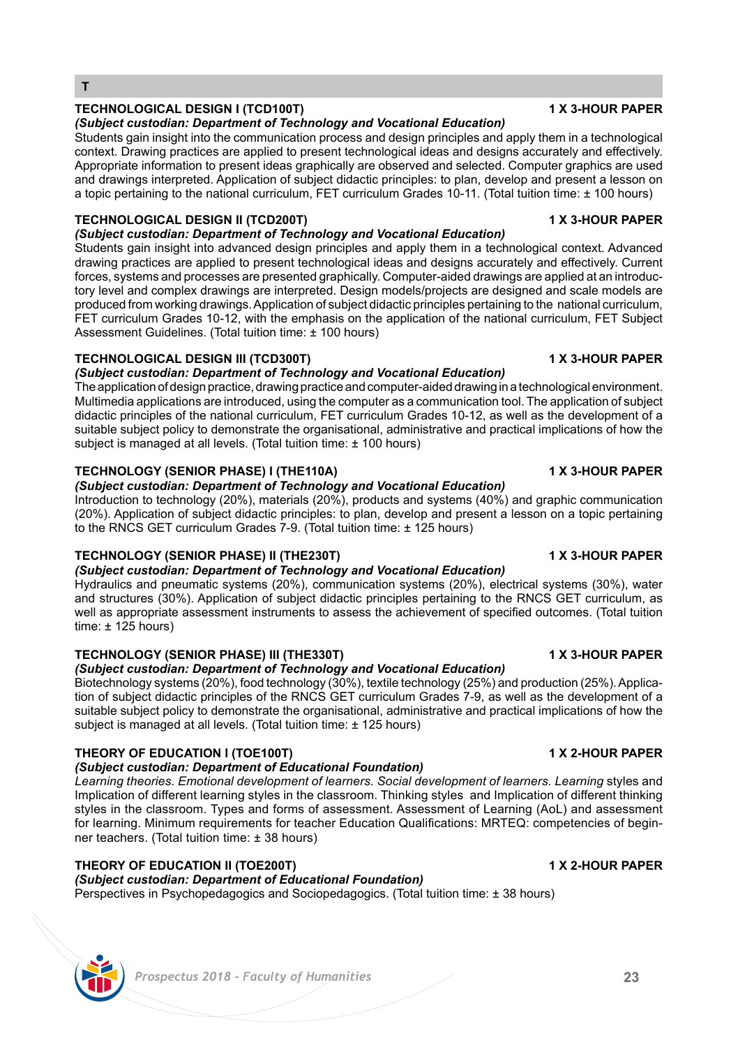## T

### TECHNOLOGICAL DESIGN I (TCD100T) — 1 X 3-HOUR PAPER

***(Subject custodian: Department of Technology and Vocational Education)***

Students gain insight into the communication process and design principles and apply them in a technological context. Drawing practices are applied to present technological ideas and designs accurately and effectively. Appropriate information to present ideas graphically are observed and selected. Computer graphics are used and drawings interpreted. Application of subject didactic principles: to plan, develop and present a lesson on a topic pertaining to the national curriculum, FET curriculum Grades 10-11. (Total tuition time: ± 100 hours)

### TECHNOLOGICAL DESIGN II (TCD200T) — 1 X 3-HOUR PAPER

***(Subject custodian: Department of Technology and Vocational Education)***

Students gain insight into advanced design principles and apply them in a technological context. Advanced drawing practices are applied to present technological ideas and designs accurately and effectively. Current forces, systems and processes are presented graphically. Computer-aided drawings are applied at an introductory level and complex drawings are interpreted. Design models/projects are designed and scale models are produced from working drawings. Application of subject didactic principles pertaining to the national curriculum, FET curriculum Grades 10-12, with the emphasis on the application of the national curriculum, FET Subject Assessment Guidelines. (Total tuition time: ± 100 hours)

### TECHNOLOGICAL DESIGN III (TCD300T) — 1 X 3-HOUR PAPER

***(Subject custodian: Department of Technology and Vocational Education)***

The application of design practice, drawing practice and computer-aided drawing in a technological environment. Multimedia applications are introduced, using the computer as a communication tool. The application of subject didactic principles of the national curriculum, FET curriculum Grades 10-12, as well as the development of a suitable subject policy to demonstrate the organisational, administrative and practical implications of how the subject is managed at all levels. (Total tuition time: ± 100 hours)

### TECHNOLOGY (SENIOR PHASE) I (THE110A) — 1 X 3-HOUR PAPER

***(Subject custodian: Department of Technology and Vocational Education)***

Introduction to technology (20%), materials (20%), products and systems (40%) and graphic communication (20%). Application of subject didactic principles: to plan, develop and present a lesson on a topic pertaining to the RNCS GET curriculum Grades 7-9. (Total tuition time: ± 125 hours)

### TECHNOLOGY (SENIOR PHASE) II (THE230T) — 1 X 3-HOUR PAPER

***(Subject custodian: Department of Technology and Vocational Education)***

Hydraulics and pneumatic systems (20%), communication systems (20%), electrical systems (30%), water and structures (30%). Application of subject didactic principles pertaining to the RNCS GET curriculum, as well as appropriate assessment instruments to assess the achievement of specified outcomes. (Total tuition time: ± 125 hours)

### TECHNOLOGY (SENIOR PHASE) III (THE330T) — 1 X 3-HOUR PAPER

***(Subject custodian: Department of Technology and Vocational Education)***

Biotechnology systems (20%), food technology (30%), textile technology (25%) and production (25%). Application of subject didactic principles of the RNCS GET curriculum Grades 7-9, as well as the development of a suitable subject policy to demonstrate the organisational, administrative and practical implications of how the subject is managed at all levels. (Total tuition time: ± 125 hours)

### THEORY OF EDUCATION I (TOE100T) — 1 X 2-HOUR PAPER

***(Subject custodian: Department of Educational Foundation)***

*Learning theories. Emotional development of learners. Social development of learners. Learning* styles and Implication of different learning styles in the classroom. Thinking styles and Implication of different thinking styles in the classroom. Types and forms of assessment. Assessment of Learning (AoL) and assessment for learning. Minimum requirements for teacher Education Qualifications: MRTEQ: competencies of beginner teachers. (Total tuition time: ± 38 hours)

### THEORY OF EDUCATION II (TOE200T) — 1 X 2-HOUR PAPER

***(Subject custodian: Department of Educational Foundation)***

Perspectives in Psychopedagogics and Sociopedagogics. (Total tuition time: ± 38 hours)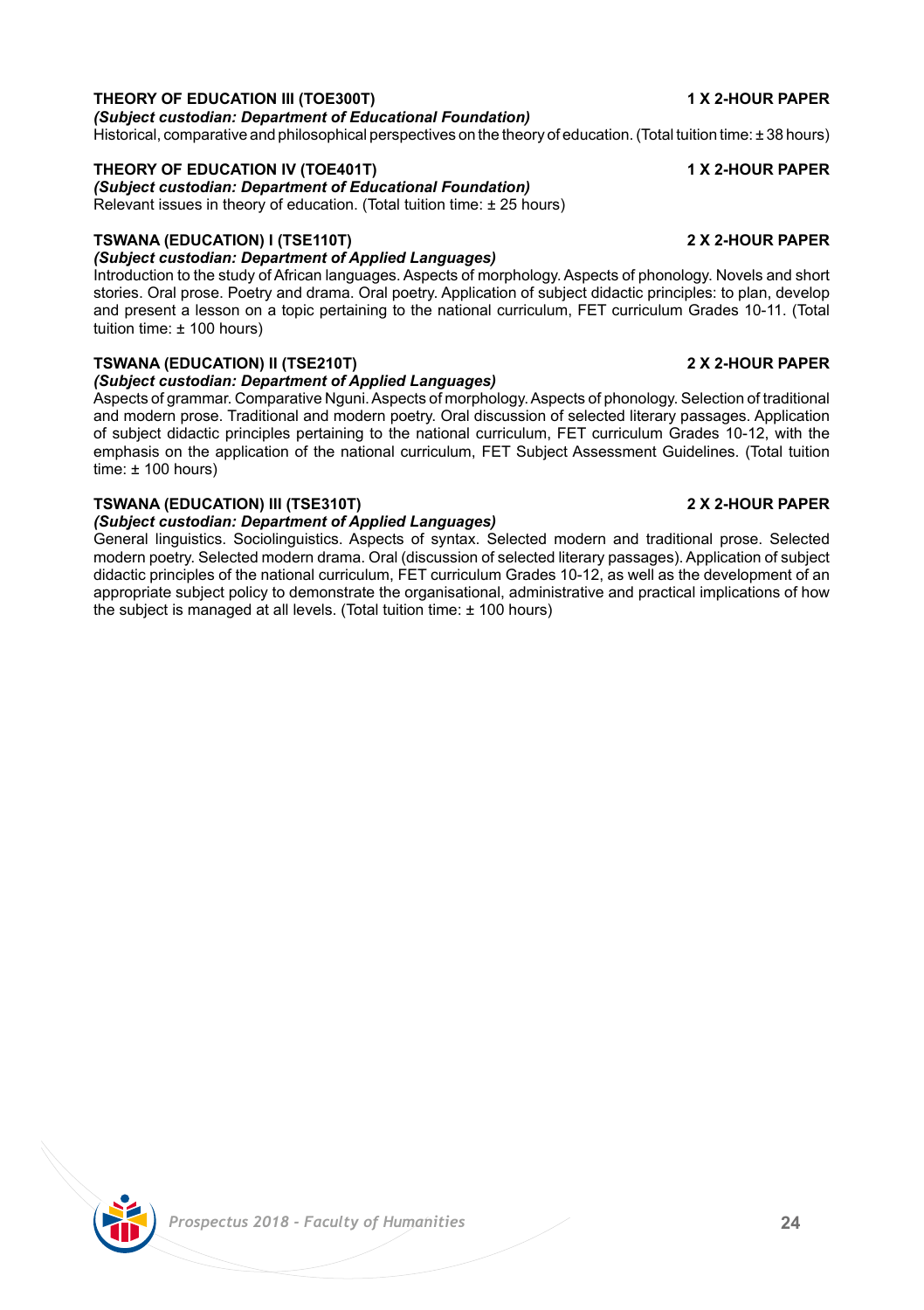**THEORY OF EDUCATION III (TOE300T)** **1 X 2-HOUR PAPER**

***(Subject custodian: Department of Educational Foundation)***

Historical, comparative and philosophical perspectives on the theory of education. (Total tuition time: ± 38 hours)

**THEORY OF EDUCATION IV (TOE401T)** **1 X 2-HOUR PAPER**

***(Subject custodian: Department of Educational Foundation)***

Relevant issues in theory of education. (Total tuition time: ± 25 hours)

**TSWANA (EDUCATION) I (TSE110T)** **2 X 2-HOUR PAPER**

***(Subject custodian: Department of Applied Languages)***

Introduction to the study of African languages. Aspects of morphology. Aspects of phonology. Novels and short stories. Oral prose. Poetry and drama. Oral poetry. Application of subject didactic principles: to plan, develop and present a lesson on a topic pertaining to the national curriculum, FET curriculum Grades 10-11. (Total tuition time: ± 100 hours)

**TSWANA (EDUCATION) II (TSE210T)** **2 X 2-HOUR PAPER**

***(Subject custodian: Department of Applied Languages)***

Aspects of grammar. Comparative Nguni. Aspects of morphology. Aspects of phonology. Selection of traditional and modern prose. Traditional and modern poetry. Oral discussion of selected literary passages. Application of subject didactic principles pertaining to the national curriculum, FET curriculum Grades 10-12, with the emphasis on the application of the national curriculum, FET Subject Assessment Guidelines. (Total tuition time: ± 100 hours)

**TSWANA (EDUCATION) III (TSE310T)** **2 X 2-HOUR PAPER**

***(Subject custodian: Department of Applied Languages)***

General linguistics. Sociolinguistics. Aspects of syntax. Selected modern and traditional prose. Selected modern poetry. Selected modern drama. Oral (discussion of selected literary passages). Application of subject didactic principles of the national curriculum, FET curriculum Grades 10-12, as well as the development of an appropriate subject policy to demonstrate the organisational, administrative and practical implications of how the subject is managed at all levels. (Total tuition time: ± 100 hours)